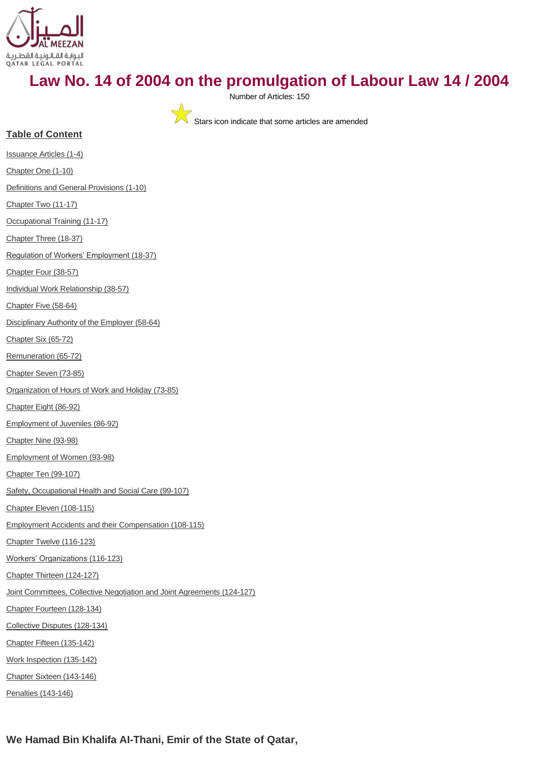# Law No. 14 of 2004 on the promulgation of Labour Law 14 / 2004

Number of Articles: 150

Stars icon indicate that some articles are amended

## Table of Content

Issuance Articles (1-4)

Chapter One (1-10)

Definitions and General Provisions (1-10)

Chapter Two (11-17)

Occupational Training (11-17)

Chapter Three (18-37)

Regulation of Workers' Employment (18-37)

Chapter Four (38-57)

Individual Work Relationship (38-57)

Chapter Five (58-64)

Disciplinary Authority of the Employer (58-64)

Chapter Six (65-72)

Remuneration (65-72)

Chapter Seven (73-85)

Organization of Hours of Work and Holiday (73-85)

Chapter Eight (86-92)

Employment of Juveniles (86-92)

Chapter Nine (93-98)

Employment of Women (93-98)

Chapter Ten (99-107)

Safety, Occupational Health and Social Care (99-107)

Chapter Eleven (108-115)

Employment Accidents and their Compensation (108-115)

Chapter Twelve (116-123)

Workers' Organizations (116-123)

Chapter Thirteen (124-127)

Joint Committees, Collective Negotiation and Joint Agreements (124-127)

Chapter Fourteen (128-134)

Collective Disputes (128-134)

Chapter Fifteen (135-142)

Work Inspection (135-142)

Chapter Sixteen (143-146)

Penalties (143-146)

**We Hamad Bin Khalifa Al-Thani, Emir of the State of Qatar,**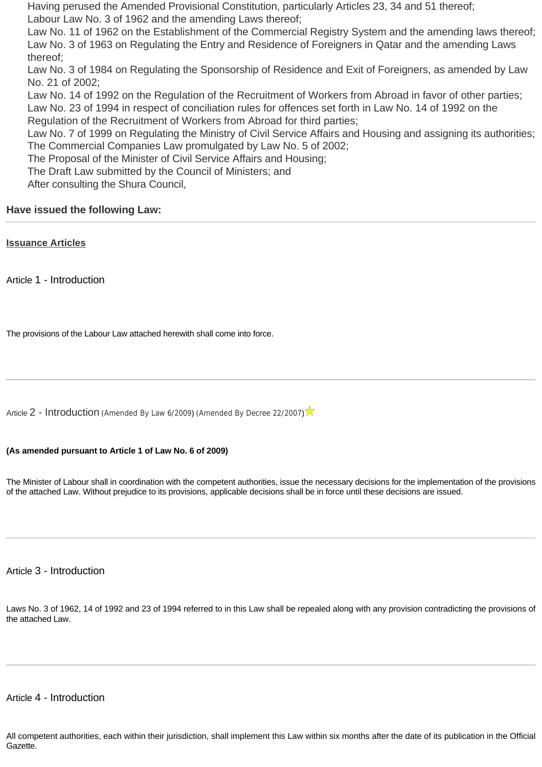Having perused the Amended Provisional Constitution, particularly Articles 23, 34 and 51 thereof;
Labour Law No. 3 of 1962 and the amending Laws thereof;
Law No. 11 of 1962 on the Establishment of the Commercial Registry System and the amending laws thereof;
Law No. 3 of 1963 on Regulating the Entry and Residence of Foreigners in Qatar and the amending Laws thereof;
Law No. 3 of 1984 on Regulating the Sponsorship of Residence and Exit of Foreigners, as amended by Law No. 21 of 2002;
Law No. 14 of 1992 on the Regulation of the Recruitment of Workers from Abroad in favor of other parties;
Law No. 23 of 1994 in respect of conciliation rules for offences set forth in Law No. 14 of 1992 on the Regulation of the Recruitment of Workers from Abroad for third parties;
Law No. 7 of 1999 on Regulating the Ministry of Civil Service Affairs and Housing and assigning its authorities;
The Commercial Companies Law promulgated by Law No. 5 of 2002;
The Proposal of the Minister of Civil Service Affairs and Housing;
The Draft Law submitted by the Council of Ministers; and
After consulting the Shura Council,

**Have issued the following Law:**

---

**Issuance Articles**

## Article 1 - Introduction

The provisions of the Labour Law attached herewith shall come into force.

---

## Article 2 - Introduction (Amended By Law 6/2009) (Amended By Decree 22/2007)

**(As amended pursuant to Article 1 of Law No. 6 of 2009)**

The Minister of Labour shall in coordination with the competent authorities, issue the necessary decisions for the implementation of the provisions of the attached Law. Without prejudice to its provisions, applicable decisions shall be in force until these decisions are issued.

---

## Article 3 - Introduction

Laws No. 3 of 1962, 14 of 1992 and 23 of 1994 referred to in this Law shall be repealed along with any provision contradicting the provisions of the attached Law.

---

## Article 4 - Introduction

All competent authorities, each within their jurisdiction, shall implement this Law within six months after the date of its publication in the Official Gazette.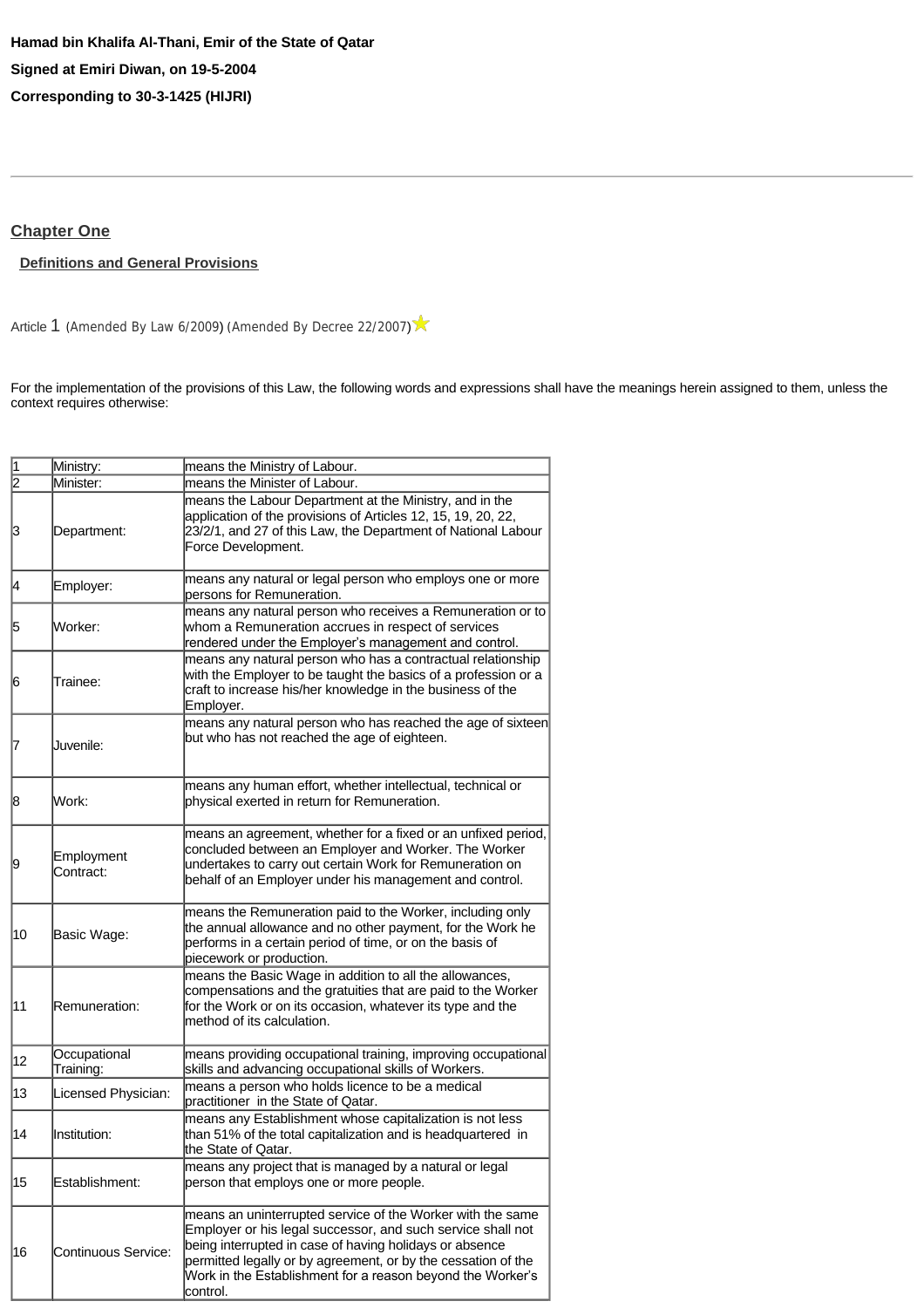**Hamad bin Khalifa Al-Thani, Emir of the State of Qatar**

**Signed at Emiri Diwan, on 19-5-2004**

**Corresponding to 30-3-1425 (HIJRI)**

---

## Chapter One

### Definitions and General Provisions

Article 1 (Amended By Law 6/2009) (Amended By Decree 22/2007)

For the implementation of the provisions of this Law, the following words and expressions shall have the meanings herein assigned to them, unless the context requires otherwise:

| | | |
|---|---|---|
| 1 | Ministry: | means the Ministry of Labour. |
| 2 | Minister: | means the Minister of Labour. |
| 3 | Department: | means the Labour Department at the Ministry, and in the application of the provisions of Articles 12, 15, 19, 20, 22, 23/2/1, and 27 of this Law, the Department of National Labour Force Development. |
| 4 | Employer: | means any natural or legal person who employs one or more persons for Remuneration. |
| 5 | Worker: | means any natural person who receives a Remuneration or to whom a Remuneration accrues in respect of services rendered under the Employer's management and control. |
| 6 | Trainee: | means any natural person who has a contractual relationship with the Employer to be taught the basics of a profession or a craft to increase his/her knowledge in the business of the Employer. |
| 7 | Juvenile: | means any natural person who has reached the age of sixteen but who has not reached the age of eighteen. |
| 8 | Work: | means any human effort, whether intellectual, technical or physical exerted in return for Remuneration. |
| 9 | Employment Contract: | means an agreement, whether for a fixed or an unfixed period, concluded between an Employer and Worker. The Worker undertakes to carry out certain Work for Remuneration on behalf of an Employer under his management and control. |
| 10 | Basic Wage: | means the Remuneration paid to the Worker, including only the annual allowance and no other payment, for the Work he performs in a certain period of time, or on the basis of piecework or production. |
| 11 | Remuneration: | means the Basic Wage in addition to all the allowances, compensations and the gratuities that are paid to the Worker for the Work or on its occasion, whatever its type and the method of its calculation. |
| 12 | Occupational Training: | means providing occupational training, improving occupational skills and advancing occupational skills of Workers. |
| 13 | Licensed Physician: | means a person who holds licence to be a medical practitioner in the State of Qatar. |
| 14 | Institution: | means any Establishment whose capitalization is not less than 51% of the total capitalization and is headquartered in the State of Qatar. |
| 15 | Establishment: | means any project that is managed by a natural or legal person that employs one or more people. |
| 16 | Continuous Service: | means an uninterrupted service of the Worker with the same Employer or his legal successor, and such service shall not being interrupted in case of having holidays or absence permitted legally or by agreement, or by the cessation of the Work in the Establishment for a reason beyond the Worker's control. |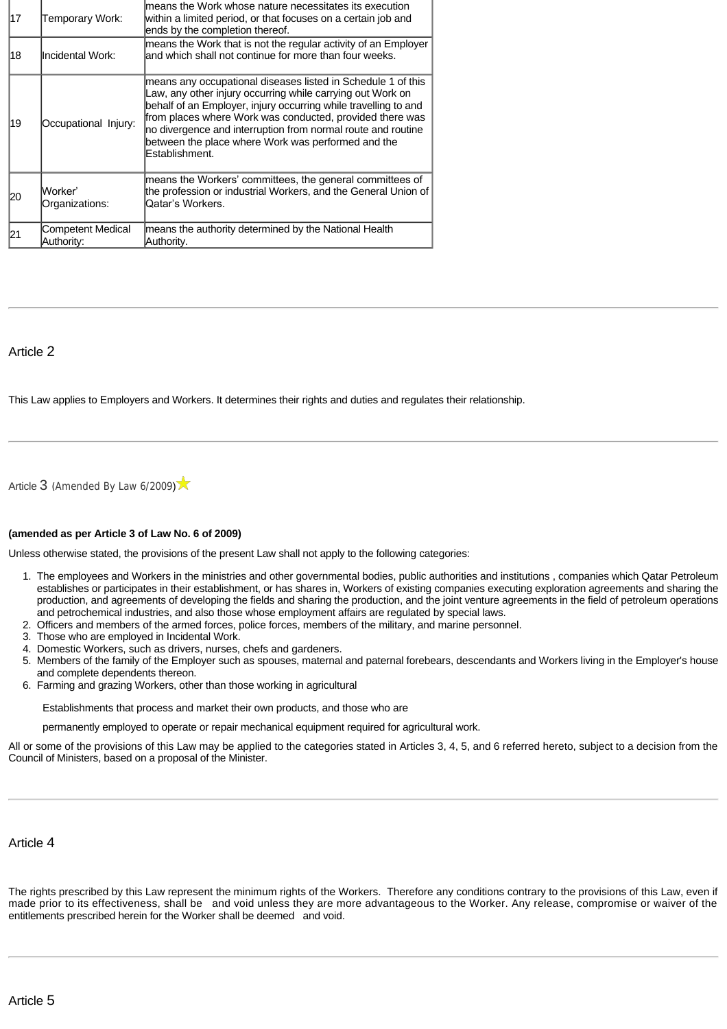| | | |
|---|---|---|
| 17 | Temporary Work: | means the Work whose nature necessitates its execution within a limited period, or that focuses on a certain job and ends by the completion thereof. |
| 18 | Incidental Work: | means the Work that is not the regular activity of an Employer and which shall not continue for more than four weeks. |
| 19 | Occupational Injury: | means any occupational diseases listed in Schedule 1 of this Law, any other injury occurring while carrying out Work on behalf of an Employer, injury occurring while travelling to and from places where Work was conducted, provided there was no divergence and interruption from normal route and routine between the place where Work was performed and the Establishment. |
| 20 | Worker' Organizations: | means the Workers' committees, the general committees of the profession or industrial Workers, and the General Union of Qatar's Workers. |
| 21 | Competent Medical Authority: | means the authority determined by the National Health Authority. |

---

Article 2

This Law applies to Employers and Workers. It determines their rights and duties and regulates their relationship.

---

Article 3 (Amended By Law 6/2009)

**(amended as per Article 3 of Law No. 6 of 2009)**

Unless otherwise stated, the provisions of the present Law shall not apply to the following categories:

1. The employees and Workers in the ministries and other governmental bodies, public authorities and institutions , companies which Qatar Petroleum establishes or participates in their establishment, or has shares in, Workers of existing companies executing exploration agreements and sharing the production, and agreements of developing the fields and sharing the production, and the joint venture agreements in the field of petroleum operations and petrochemical industries, and also those whose employment affairs are regulated by special laws.
2. Officers and members of the armed forces, police forces, members of the military, and marine personnel.
3. Those who are employed in Incidental Work.
4. Domestic Workers, such as drivers, nurses, chefs and gardeners.
5. Members of the family of the Employer such as spouses, maternal and paternal forebears, descendants and Workers living in the Employer's house and complete dependents thereon.
6. Farming and grazing Workers, other than those working in agricultural

   Establishments that process and market their own products, and those who are

   permanently employed to operate or repair mechanical equipment required for agricultural work.

All or some of the provisions of this Law may be applied to the categories stated in Articles 3, 4, 5, and 6 referred hereto, subject to a decision from the Council of Ministers, based on a proposal of the Minister.

---

Article 4

The rights prescribed by this Law represent the minimum rights of the Workers. Therefore any conditions contrary to the provisions of this Law, even if made prior to its effectiveness, shall be and void unless they are more advantageous to the Worker. Any release, compromise or waiver of the entitlements prescribed herein for the Worker shall be deemed and void.

---

Article 5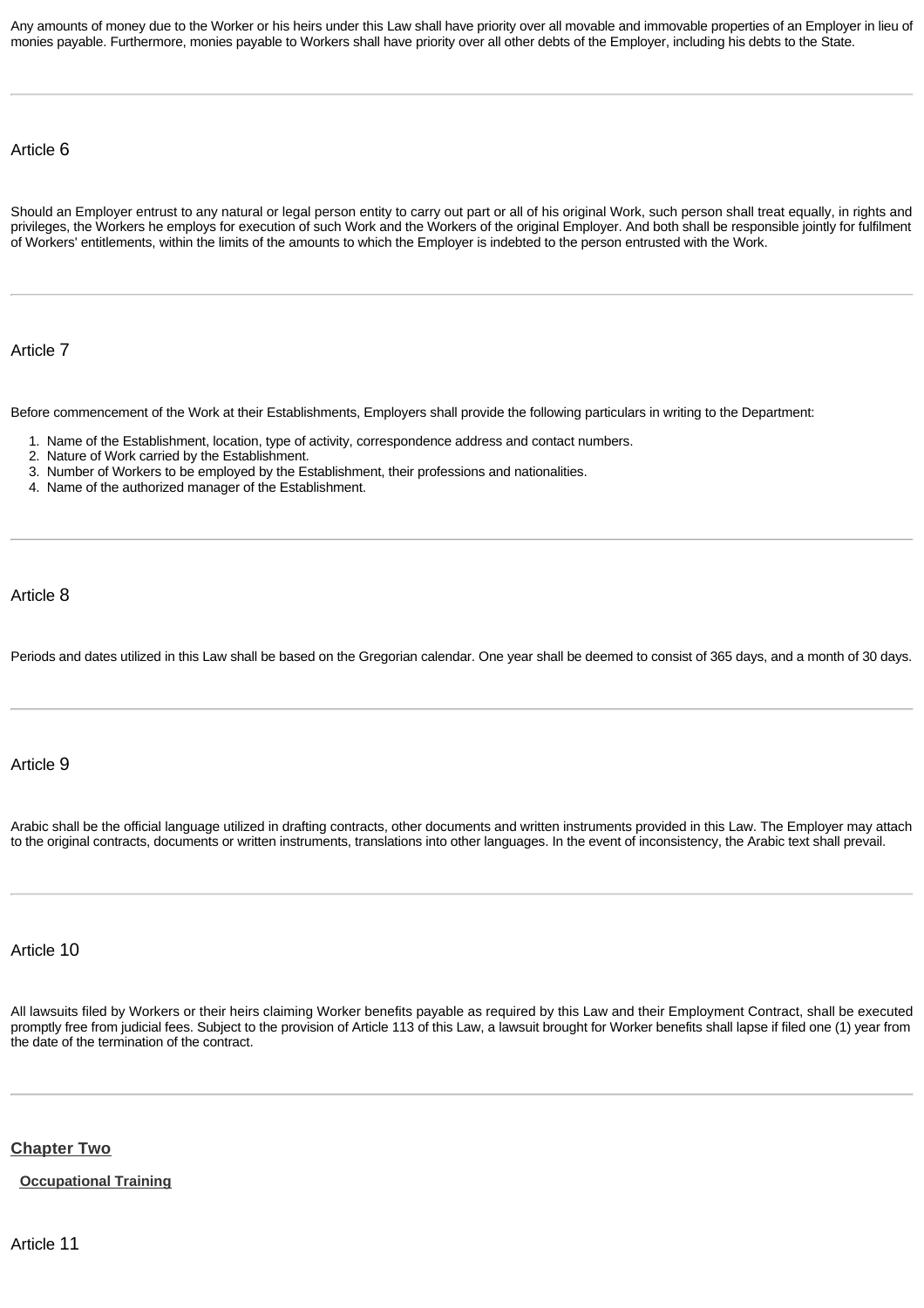Any amounts of money due to the Worker or his heirs under this Law shall have priority over all movable and immovable properties of an Employer in lieu of monies payable. Furthermore, monies payable to Workers shall have priority over all other debts of the Employer, including his debts to the State.

---

### Article 6

Should an Employer entrust to any natural or legal person entity to carry out part or all of his original Work, such person shall treat equally, in rights and privileges, the Workers he employs for execution of such Work and the Workers of the original Employer. And both shall be responsible jointly for fulfilment of Workers' entitlements, within the limits of the amounts to which the Employer is indebted to the person entrusted with the Work.

---

### Article 7

Before commencement of the Work at their Establishments, Employers shall provide the following particulars in writing to the Department:

1. Name of the Establishment, location, type of activity, correspondence address and contact numbers.
2. Nature of Work carried by the Establishment.
3. Number of Workers to be employed by the Establishment, their professions and nationalities.
4. Name of the authorized manager of the Establishment.

---

### Article 8

Periods and dates utilized in this Law shall be based on the Gregorian calendar. One year shall be deemed to consist of 365 days, and a month of 30 days.

---

### Article 9

Arabic shall be the official language utilized in drafting contracts, other documents and written instruments provided in this Law. The Employer may attach to the original contracts, documents or written instruments, translations into other languages. In the event of inconsistency, the Arabic text shall prevail.

---

### Article 10

All lawsuits filed by Workers or their heirs claiming Worker benefits payable as required by this Law and their Employment Contract, shall be executed promptly free from judicial fees. Subject to the provision of Article 113 of this Law, a lawsuit brought for Worker benefits shall lapse if filed one (1) year from the date of the termination of the contract.

---

## Chapter Two

**Occupational Training**

### Article 11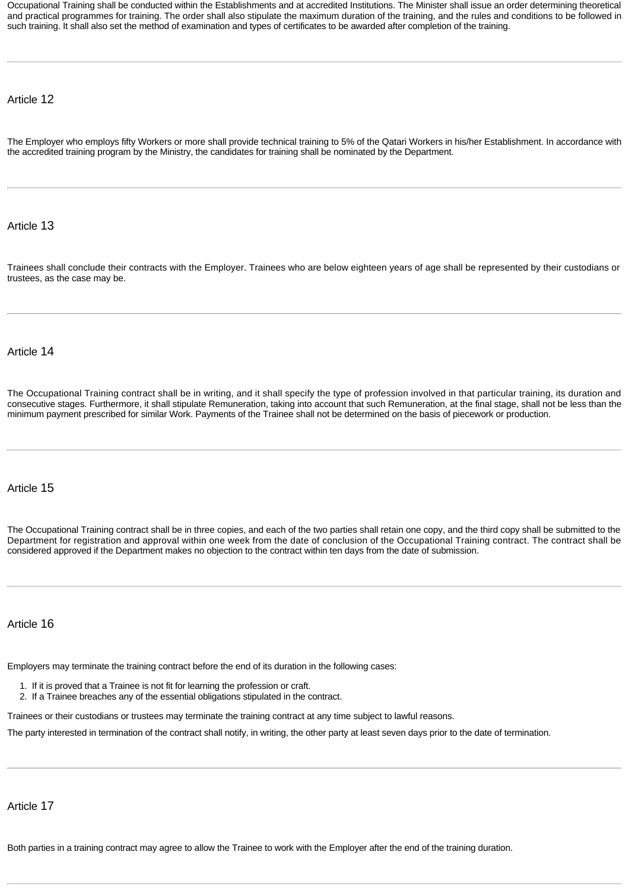Occupational Training shall be conducted within the Establishments and at accredited Institutions. The Minister shall issue an order determining theoretical and practical programmes for training. The order shall also stipulate the maximum duration of the training, and the rules and conditions to be followed in such training. It shall also set the method of examination and types of certificates to be awarded after completion of the training.

---

## Article 12

The Employer who employs fifty Workers or more shall provide technical training to 5% of the Qatari Workers in his/her Establishment. In accordance with the accredited training program by the Ministry, the candidates for training shall be nominated by the Department.

---

## Article 13

Trainees shall conclude their contracts with the Employer. Trainees who are below eighteen years of age shall be represented by their custodians or trustees, as the case may be.

---

## Article 14

The Occupational Training contract shall be in writing, and it shall specify the type of profession involved in that particular training, its duration and consecutive stages. Furthermore, it shall stipulate Remuneration, taking into account that such Remuneration, at the final stage, shall not be less than the minimum payment prescribed for similar Work. Payments of the Trainee shall not be determined on the basis of piecework or production.

---

## Article 15

The Occupational Training contract shall be in three copies, and each of the two parties shall retain one copy, and the third copy shall be submitted to the Department for registration and approval within one week from the date of conclusion of the Occupational Training contract. The contract shall be considered approved if the Department makes no objection to the contract within ten days from the date of submission.

---

## Article 16

Employers may terminate the training contract before the end of its duration in the following cases:

1. If it is proved that a Trainee is not fit for learning the profession or craft.
2. If a Trainee breaches any of the essential obligations stipulated in the contract.

Trainees or their custodians or trustees may terminate the training contract at any time subject to lawful reasons.

The party interested in termination of the contract shall notify, in writing, the other party at least seven days prior to the date of termination.

---

## Article 17

Both parties in a training contract may agree to allow the Trainee to work with the Employer after the end of the training duration.

---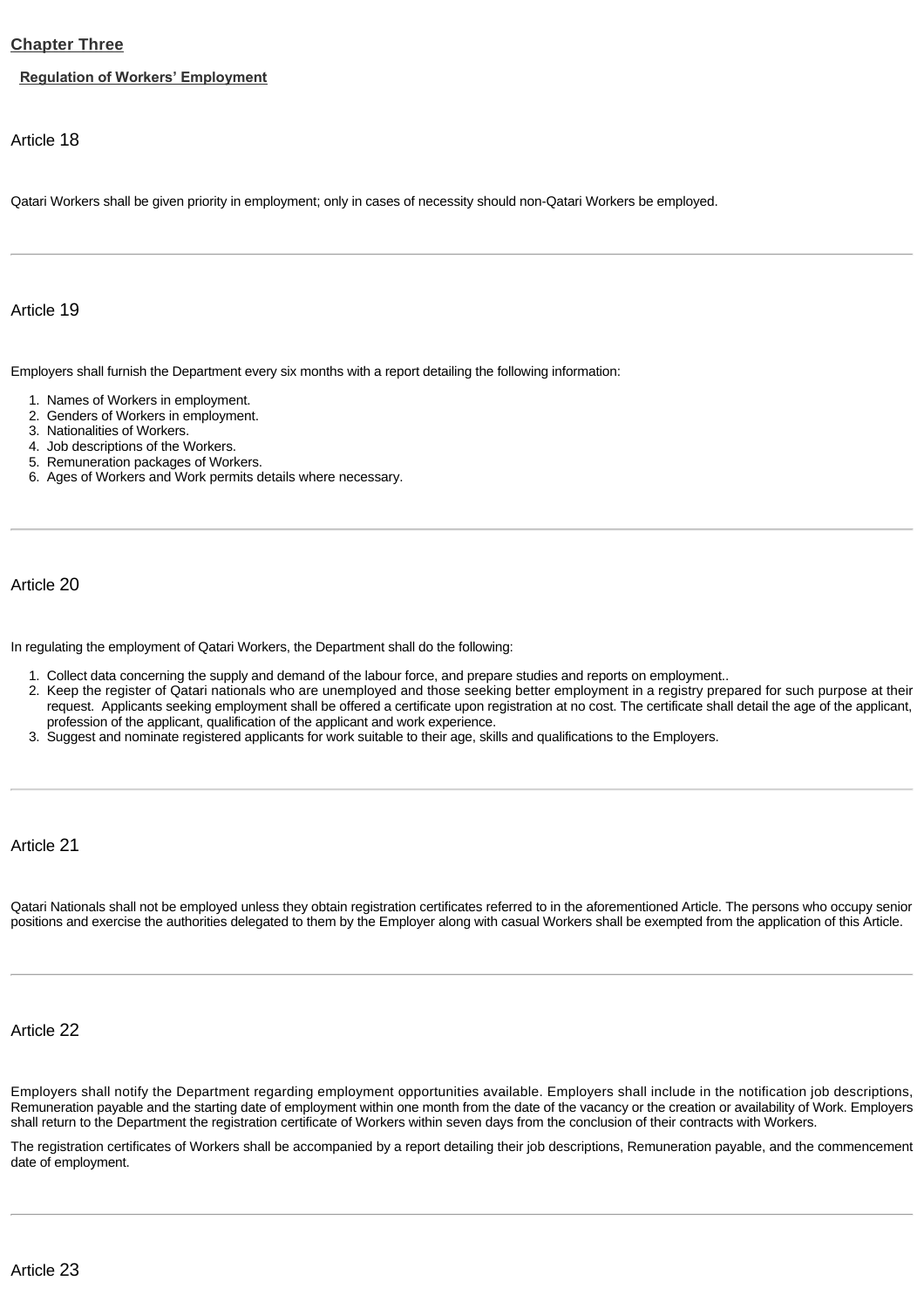## Chapter Three

### Regulation of Workers' Employment

Article 18

Qatari Workers shall be given priority in employment; only in cases of necessity should non-Qatari Workers be employed.

---

Article 19

Employers shall furnish the Department every six months with a report detailing the following information:

1. Names of Workers in employment.
2. Genders of Workers in employment.
3. Nationalities of Workers.
4. Job descriptions of the Workers.
5. Remuneration packages of Workers.
6. Ages of Workers and Work permits details where necessary.

---

Article 20

In regulating the employment of Qatari Workers, the Department shall do the following:

1. Collect data concerning the supply and demand of the labour force, and prepare studies and reports on employment..
2. Keep the register of Qatari nationals who are unemployed and those seeking better employment in a registry prepared for such purpose at their request. Applicants seeking employment shall be offered a certificate upon registration at no cost. The certificate shall detail the age of the applicant, profession of the applicant, qualification of the applicant and work experience.
3. Suggest and nominate registered applicants for work suitable to their age, skills and qualifications to the Employers.

---

Article 21

Qatari Nationals shall not be employed unless they obtain registration certificates referred to in the aforementioned Article. The persons who occupy senior positions and exercise the authorities delegated to them by the Employer along with casual Workers shall be exempted from the application of this Article.

---

Article 22

Employers shall notify the Department regarding employment opportunities available. Employers shall include in the notification job descriptions, Remuneration payable and the starting date of employment within one month from the date of the vacancy or the creation or availability of Work. Employers shall return to the Department the registration certificate of Workers within seven days from the conclusion of their contracts with Workers.

The registration certificates of Workers shall be accompanied by a report detailing their job descriptions, Remuneration payable, and the commencement date of employment.

---

Article 23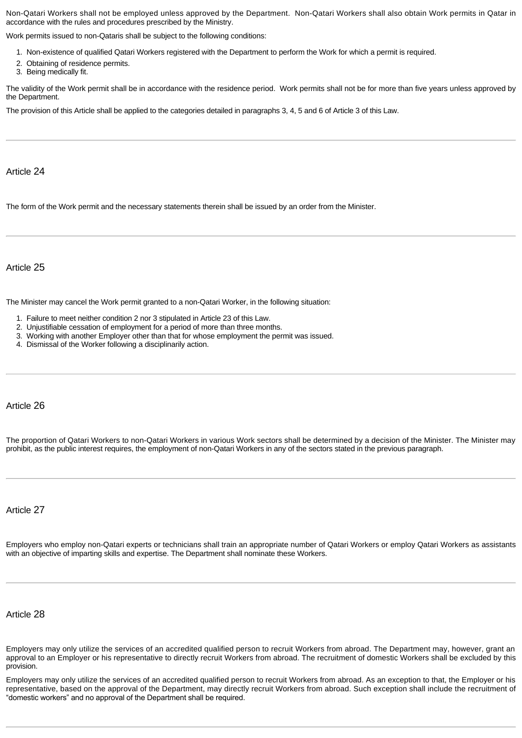Non-Qatari Workers shall not be employed unless approved by the Department. Non-Qatari Workers shall also obtain Work permits in Qatar in accordance with the rules and procedures prescribed by the Ministry.

Work permits issued to non-Qataris shall be subject to the following conditions:

1. Non-existence of qualified Qatari Workers registered with the Department to perform the Work for which a permit is required.
2. Obtaining of residence permits.
3. Being medically fit.

The validity of the Work permit shall be in accordance with the residence period. Work permits shall not be for more than five years unless approved by the Department.

The provision of this Article shall be applied to the categories detailed in paragraphs 3, 4, 5 and 6 of Article 3 of this Law.

---

## Article 24

The form of the Work permit and the necessary statements therein shall be issued by an order from the Minister.

---

## Article 25

The Minister may cancel the Work permit granted to a non-Qatari Worker, in the following situation:

1. Failure to meet neither condition 2 nor 3 stipulated in Article 23 of this Law.
2. Unjustifiable cessation of employment for a period of more than three months.
3. Working with another Employer other than that for whose employment the permit was issued.
4. Dismissal of the Worker following a disciplinarily action.

---

## Article 26

The proportion of Qatari Workers to non-Qatari Workers in various Work sectors shall be determined by a decision of the Minister. The Minister may prohibit, as the public interest requires, the employment of non-Qatari Workers in any of the sectors stated in the previous paragraph.

---

## Article 27

Employers who employ non-Qatari experts or technicians shall train an appropriate number of Qatari Workers or employ Qatari Workers as assistants with an objective of imparting skills and expertise. The Department shall nominate these Workers.

---

## Article 28

Employers may only utilize the services of an accredited qualified person to recruit Workers from abroad. The Department may, however, grant an approval to an Employer or his representative to directly recruit Workers from abroad. The recruitment of domestic Workers shall be excluded by this provision.

Employers may only utilize the services of an accredited qualified person to recruit Workers from abroad. As an exception to that, the Employer or his representative, based on the approval of the Department, may directly recruit Workers from abroad. Such exception shall include the recruitment of "domestic workers" and no approval of the Department shall be required.

---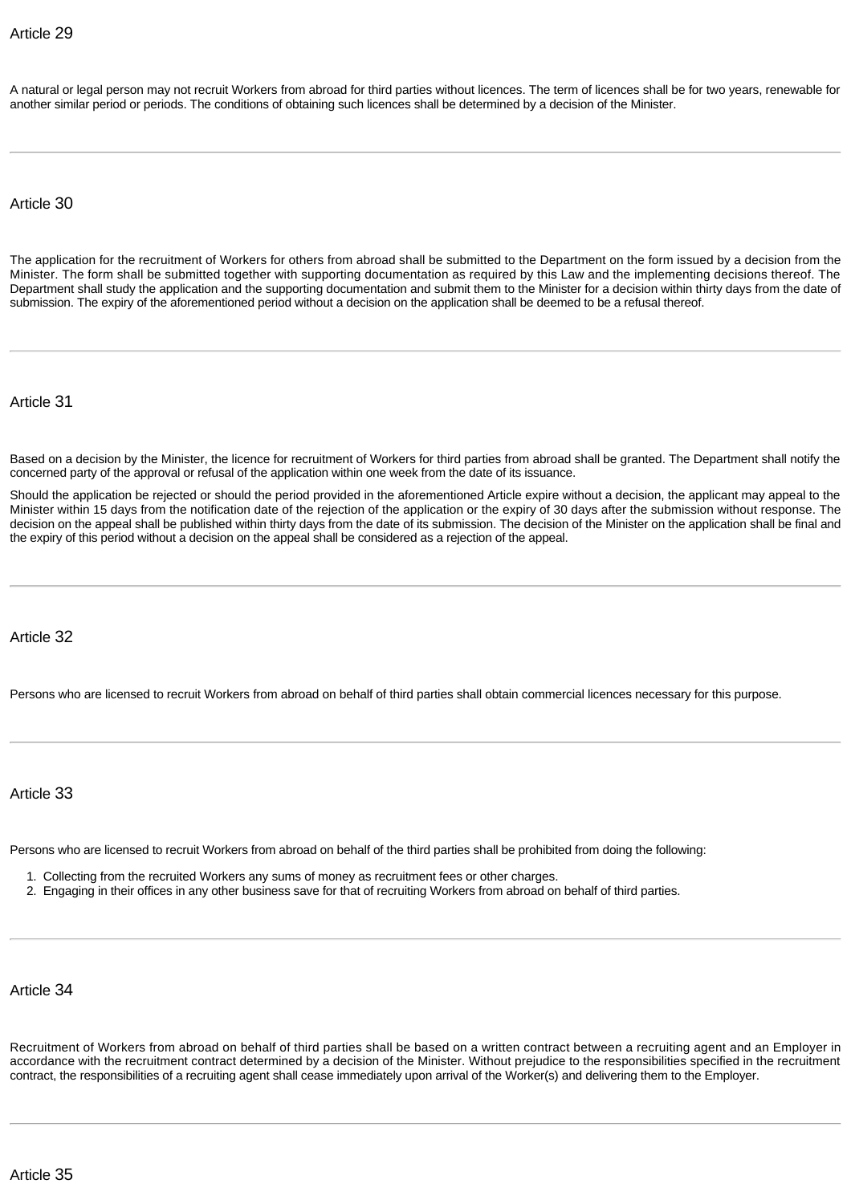## Article 29

A natural or legal person may not recruit Workers from abroad for third parties without licences. The term of licences shall be for two years, renewable for another similar period or periods. The conditions of obtaining such licences shall be determined by a decision of the Minister.

---

## Article 30

The application for the recruitment of Workers for others from abroad shall be submitted to the Department on the form issued by a decision from the Minister. The form shall be submitted together with supporting documentation as required by this Law and the implementing decisions thereof. The Department shall study the application and the supporting documentation and submit them to the Minister for a decision within thirty days from the date of submission. The expiry of the aforementioned period without a decision on the application shall be deemed to be a refusal thereof.

---

## Article 31

Based on a decision by the Minister, the licence for recruitment of Workers for third parties from abroad shall be granted. The Department shall notify the concerned party of the approval or refusal of the application within one week from the date of its issuance.

Should the application be rejected or should the period provided in the aforementioned Article expire without a decision, the applicant may appeal to the Minister within 15 days from the notification date of the rejection of the application or the expiry of 30 days after the submission without response. The decision on the appeal shall be published within thirty days from the date of its submission. The decision of the Minister on the application shall be final and the expiry of this period without a decision on the appeal shall be considered as a rejection of the appeal.

---

## Article 32

Persons who are licensed to recruit Workers from abroad on behalf of third parties shall obtain commercial licences necessary for this purpose.

---

## Article 33

Persons who are licensed to recruit Workers from abroad on behalf of the third parties shall be prohibited from doing the following:

1. Collecting from the recruited Workers any sums of money as recruitment fees or other charges.
2. Engaging in their offices in any other business save for that of recruiting Workers from abroad on behalf of third parties.

---

## Article 34

Recruitment of Workers from abroad on behalf of third parties shall be based on a written contract between a recruiting agent and an Employer in accordance with the recruitment contract determined by a decision of the Minister. Without prejudice to the responsibilities specified in the recruitment contract, the responsibilities of a recruiting agent shall cease immediately upon arrival of the Worker(s) and delivering them to the Employer.

---

## Article 35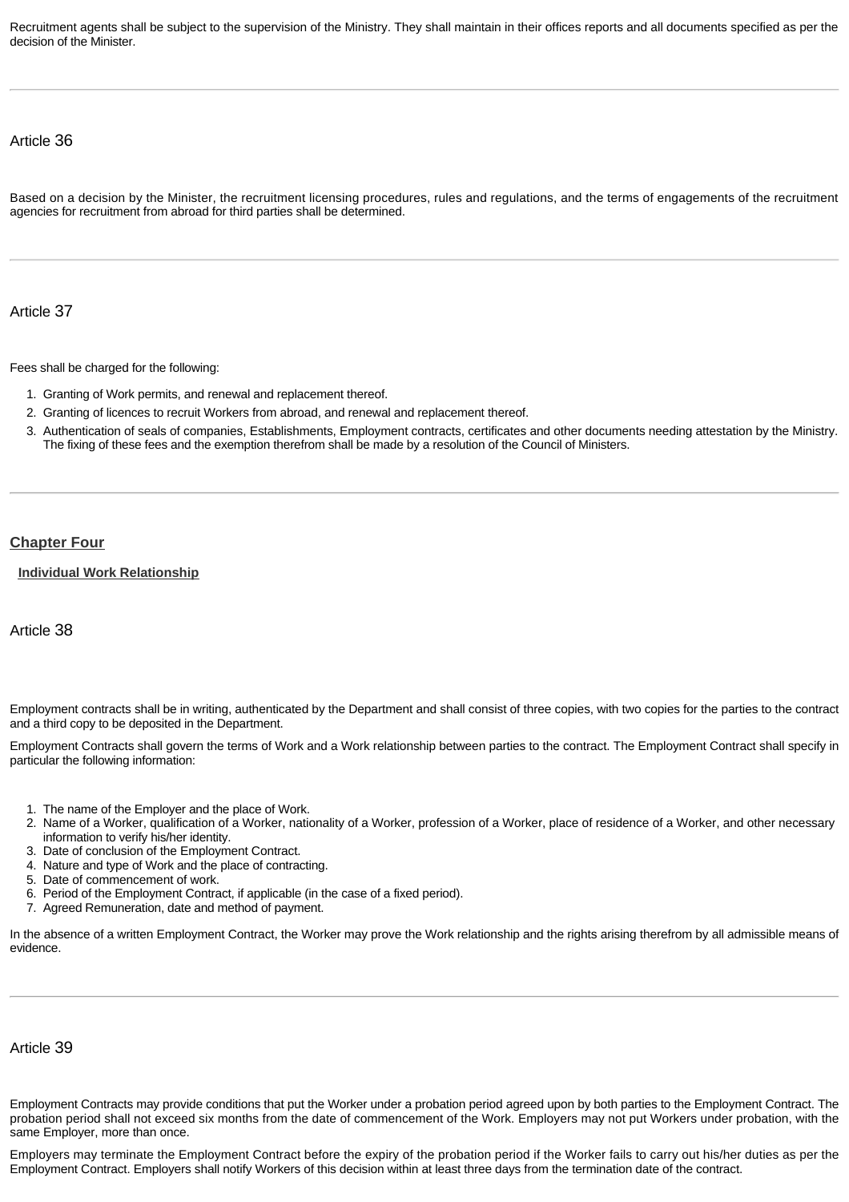Recruitment agents shall be subject to the supervision of the Ministry. They shall maintain in their offices reports and all documents specified as per the decision of the Minister.

---

### Article 36

Based on a decision by the Minister, the recruitment licensing procedures, rules and regulations, and the terms of engagements of the recruitment agencies for recruitment from abroad for third parties shall be determined.

---

### Article 37

Fees shall be charged for the following:

1. Granting of Work permits, and renewal and replacement thereof.
2. Granting of licences to recruit Workers from abroad, and renewal and replacement thereof.
3. Authentication of seals of companies, Establishments, Employment contracts, certificates and other documents needing attestation by the Ministry. The fixing of these fees and the exemption therefrom shall be made by a resolution of the Council of Ministers.

---

## Chapter Four

**Individual Work Relationship**

### Article 38

Employment contracts shall be in writing, authenticated by the Department and shall consist of three copies, with two copies for the parties to the contract and a third copy to be deposited in the Department.

Employment Contracts shall govern the terms of Work and a Work relationship between parties to the contract. The Employment Contract shall specify in particular the following information:

1. The name of the Employer and the place of Work.
2. Name of a Worker, qualification of a Worker, nationality of a Worker, profession of a Worker, place of residence of a Worker, and other necessary information to verify his/her identity.
3. Date of conclusion of the Employment Contract.
4. Nature and type of Work and the place of contracting.
5. Date of commencement of work.
6. Period of the Employment Contract, if applicable (in the case of a fixed period).
7. Agreed Remuneration, date and method of payment.

In the absence of a written Employment Contract, the Worker may prove the Work relationship and the rights arising therefrom by all admissible means of evidence.

---

### Article 39

Employment Contracts may provide conditions that put the Worker under a probation period agreed upon by both parties to the Employment Contract. The probation period shall not exceed six months from the date of commencement of the Work. Employers may not put Workers under probation, with the same Employer, more than once.

Employers may terminate the Employment Contract before the expiry of the probation period if the Worker fails to carry out his/her duties as per the Employment Contract. Employers shall notify Workers of this decision within at least three days from the termination date of the contract.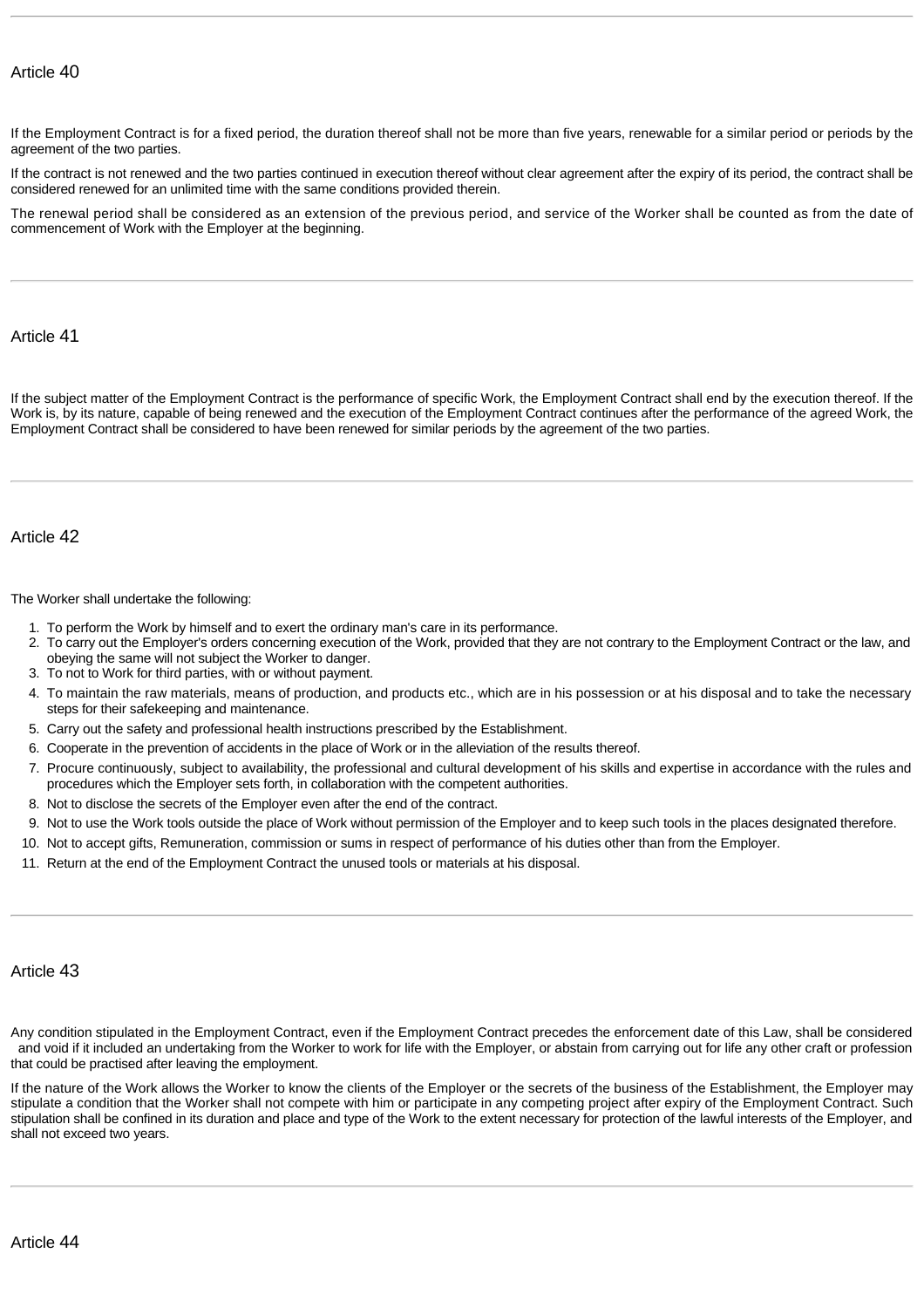## Article 40

If the Employment Contract is for a fixed period, the duration thereof shall not be more than five years, renewable for a similar period or periods by the agreement of the two parties.

If the contract is not renewed and the two parties continued in execution thereof without clear agreement after the expiry of its period, the contract shall be considered renewed for an unlimited time with the same conditions provided therein.

The renewal period shall be considered as an extension of the previous period, and service of the Worker shall be counted as from the date of commencement of Work with the Employer at the beginning.

---

## Article 41

If the subject matter of the Employment Contract is the performance of specific Work, the Employment Contract shall end by the execution thereof. If the Work is, by its nature, capable of being renewed and the execution of the Employment Contract continues after the performance of the agreed Work, the Employment Contract shall be considered to have been renewed for similar periods by the agreement of the two parties.

---

## Article 42

The Worker shall undertake the following:

1. To perform the Work by himself and to exert the ordinary man's care in its performance.
2. To carry out the Employer's orders concerning execution of the Work, provided that they are not contrary to the Employment Contract or the law, and obeying the same will not subject the Worker to danger.
3. To not to Work for third parties, with or without payment.
4. To maintain the raw materials, means of production, and products etc., which are in his possession or at his disposal and to take the necessary steps for their safekeeping and maintenance.
5. Carry out the safety and professional health instructions prescribed by the Establishment.
6. Cooperate in the prevention of accidents in the place of Work or in the alleviation of the results thereof.
7. Procure continuously, subject to availability, the professional and cultural development of his skills and expertise in accordance with the rules and procedures which the Employer sets forth, in collaboration with the competent authorities.
8. Not to disclose the secrets of the Employer even after the end of the contract.
9. Not to use the Work tools outside the place of Work without permission of the Employer and to keep such tools in the places designated therefore.
10. Not to accept gifts, Remuneration, commission or sums in respect of performance of his duties other than from the Employer.
11. Return at the end of the Employment Contract the unused tools or materials at his disposal.

---

## Article 43

Any condition stipulated in the Employment Contract, even if the Employment Contract precedes the enforcement date of this Law, shall be considered and void if it included an undertaking from the Worker to work for life with the Employer, or abstain from carrying out for life any other craft or profession that could be practised after leaving the employment.

If the nature of the Work allows the Worker to know the clients of the Employer or the secrets of the business of the Establishment, the Employer may stipulate a condition that the Worker shall not compete with him or participate in any competing project after expiry of the Employment Contract. Such stipulation shall be confined in its duration and place and type of the Work to the extent necessary for protection of the lawful interests of the Employer, and shall not exceed two years.

---

## Article 44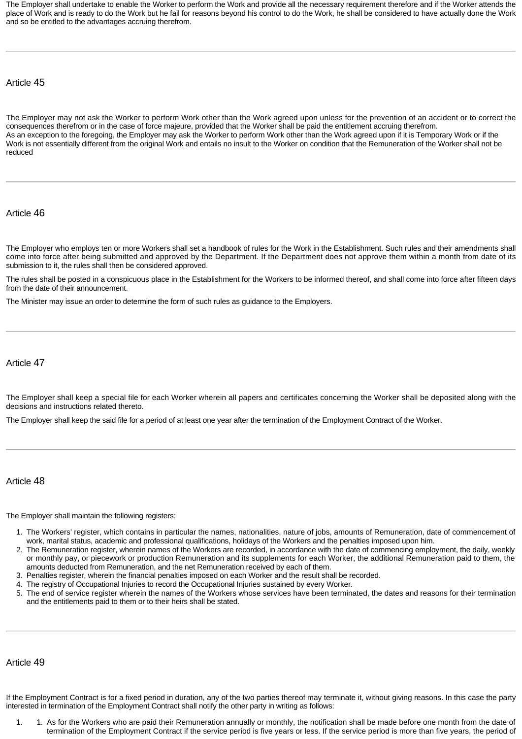The Employer shall undertake to enable the Worker to perform the Work and provide all the necessary requirement therefore and if the Worker attends the place of Work and is ready to do the Work but he fail for reasons beyond his control to do the Work, he shall be considered to have actually done the Work and so be entitled to the advantages accruing therefrom.

---

## Article 45

The Employer may not ask the Worker to perform Work other than the Work agreed upon unless for the prevention of an accident or to correct the consequences therefrom or in the case of force majeure, provided that the Worker shall be paid the entitlement accruing therefrom.
As an exception to the foregoing, the Employer may ask the Worker to perform Work other than the Work agreed upon if it is Temporary Work or if the Work is not essentially different from the original Work and entails no insult to the Worker on condition that the Remuneration of the Worker shall not be reduced

---

## Article 46

The Employer who employs ten or more Workers shall set a handbook of rules for the Work in the Establishment. Such rules and their amendments shall come into force after being submitted and approved by the Department. If the Department does not approve them within a month from date of its submission to it, the rules shall then be considered approved.

The rules shall be posted in a conspicuous place in the Establishment for the Workers to be informed thereof, and shall come into force after fifteen days from the date of their announcement.

The Minister may issue an order to determine the form of such rules as guidance to the Employers.

---

## Article 47

The Employer shall keep a special file for each Worker wherein all papers and certificates concerning the Worker shall be deposited along with the decisions and instructions related thereto.

The Employer shall keep the said file for a period of at least one year after the termination of the Employment Contract of the Worker.

---

## Article 48

The Employer shall maintain the following registers:

1. The Workers' register, which contains in particular the names, nationalities, nature of jobs, amounts of Remuneration, date of commencement of work, marital status, academic and professional qualifications, holidays of the Workers and the penalties imposed upon him.
2. The Remuneration register, wherein names of the Workers are recorded, in accordance with the date of commencing employment, the daily, weekly or monthly pay, or piecework or production Remuneration and its supplements for each Worker, the additional Remuneration paid to them, the amounts deducted from Remuneration, and the net Remuneration received by each of them.
3. Penalties register, wherein the financial penalties imposed on each Worker and the result shall be recorded.
4. The registry of Occupational Injuries to record the Occupational Injuries sustained by every Worker.
5. The end of service register wherein the names of the Workers whose services have been terminated, the dates and reasons for their termination and the entitlements paid to them or to their heirs shall be stated.

---

## Article 49

If the Employment Contract is for a fixed period in duration, any of the two parties thereof may terminate it, without giving reasons. In this case the party interested in termination of the Employment Contract shall notify the other party in writing as follows:

1. 1. As for the Workers who are paid their Remuneration annually or monthly, the notification shall be made before one month from the date of termination of the Employment Contract if the service period is five years or less. If the service period is more than five years, the period of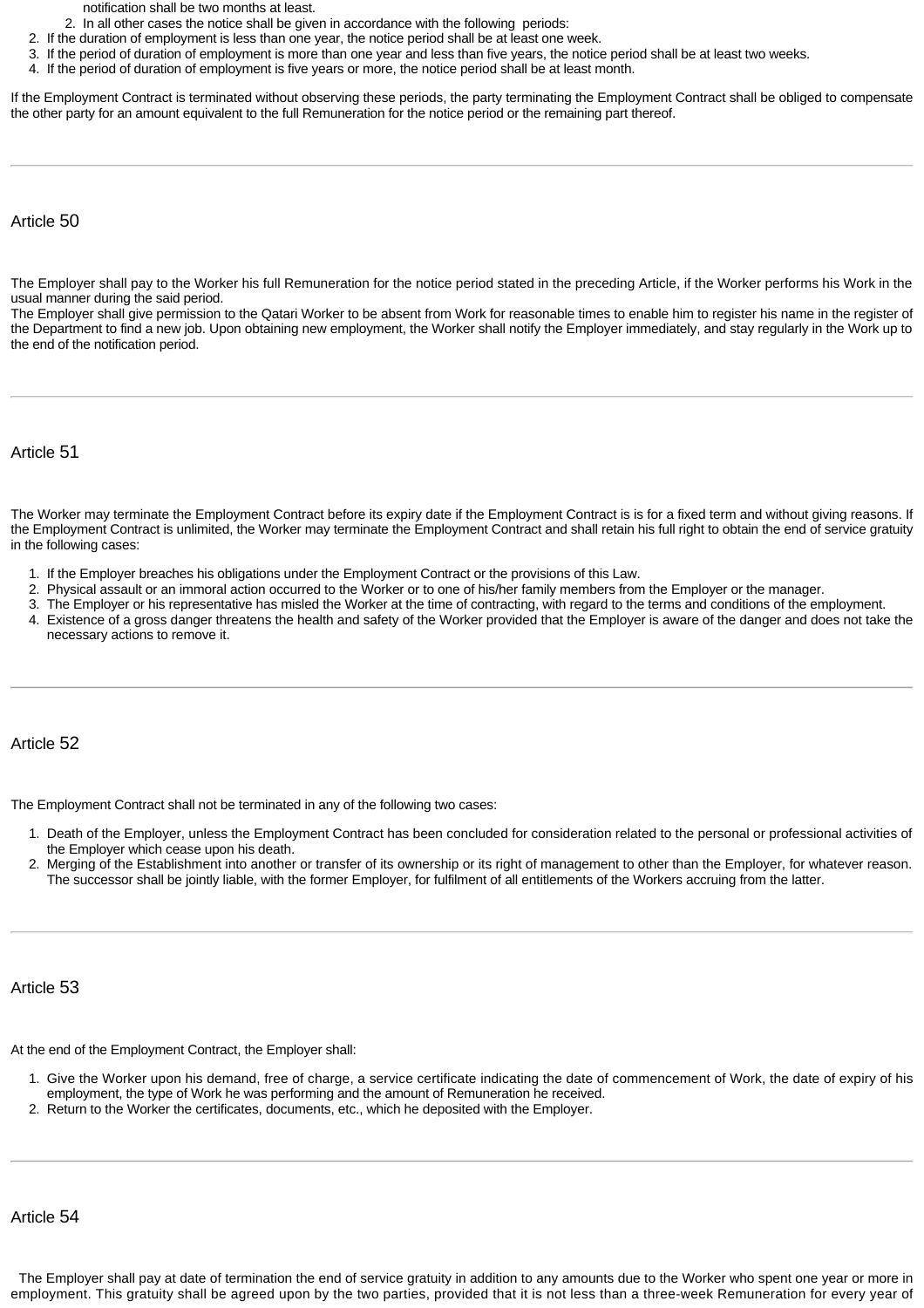notification shall be two months at least.

2. In all other cases the notice shall be given in accordance with the following periods:

2. If the duration of employment is less than one year, the notice period shall be at least one week.
3. If the period of duration of employment is more than one year and less than five years, the notice period shall be at least two weeks.
4. If the period of duration of employment is five years or more, the notice period shall be at least month.

If the Employment Contract is terminated without observing these periods, the party terminating the Employment Contract shall be obliged to compensate the other party for an amount equivalent to the full Remuneration for the notice period or the remaining part thereof.

---

## Article 50

The Employer shall pay to the Worker his full Remuneration for the notice period stated in the preceding Article, if the Worker performs his Work in the usual manner during the said period.
The Employer shall give permission to the Qatari Worker to be absent from Work for reasonable times to enable him to register his name in the register of the Department to find a new job. Upon obtaining new employment, the Worker shall notify the Employer immediately, and stay regularly in the Work up to the end of the notification period.

---

## Article 51

The Worker may terminate the Employment Contract before its expiry date if the Employment Contract is is for a fixed term and without giving reasons. If the Employment Contract is unlimited, the Worker may terminate the Employment Contract and shall retain his full right to obtain the end of service gratuity in the following cases:

1. If the Employer breaches his obligations under the Employment Contract or the provisions of this Law.
2. Physical assault or an immoral action occurred to the Worker or to one of his/her family members from the Employer or the manager.
3. The Employer or his representative has misled the Worker at the time of contracting, with regard to the terms and conditions of the employment.
4. Existence of a gross danger threatens the health and safety of the Worker provided that the Employer is aware of the danger and does not take the necessary actions to remove it.

---

## Article 52

The Employment Contract shall not be terminated in any of the following two cases:

1. Death of the Employer, unless the Employment Contract has been concluded for consideration related to the personal or professional activities of the Employer which cease upon his death.
2. Merging of the Establishment into another or transfer of its ownership or its right of management to other than the Employer, for whatever reason. The successor shall be jointly liable, with the former Employer, for fulfilment of all entitlements of the Workers accruing from the latter.

---

## Article 53

At the end of the Employment Contract, the Employer shall:

1. Give the Worker upon his demand, free of charge, a service certificate indicating the date of commencement of Work, the date of expiry of his employment, the type of Work he was performing and the amount of Remuneration he received.
2. Return to the Worker the certificates, documents, etc., which he deposited with the Employer.

---

## Article 54

The Employer shall pay at date of termination the end of service gratuity in addition to any amounts due to the Worker who spent one year or more in employment. This gratuity shall be agreed upon by the two parties, provided that it is not less than a three-week Remuneration for every year of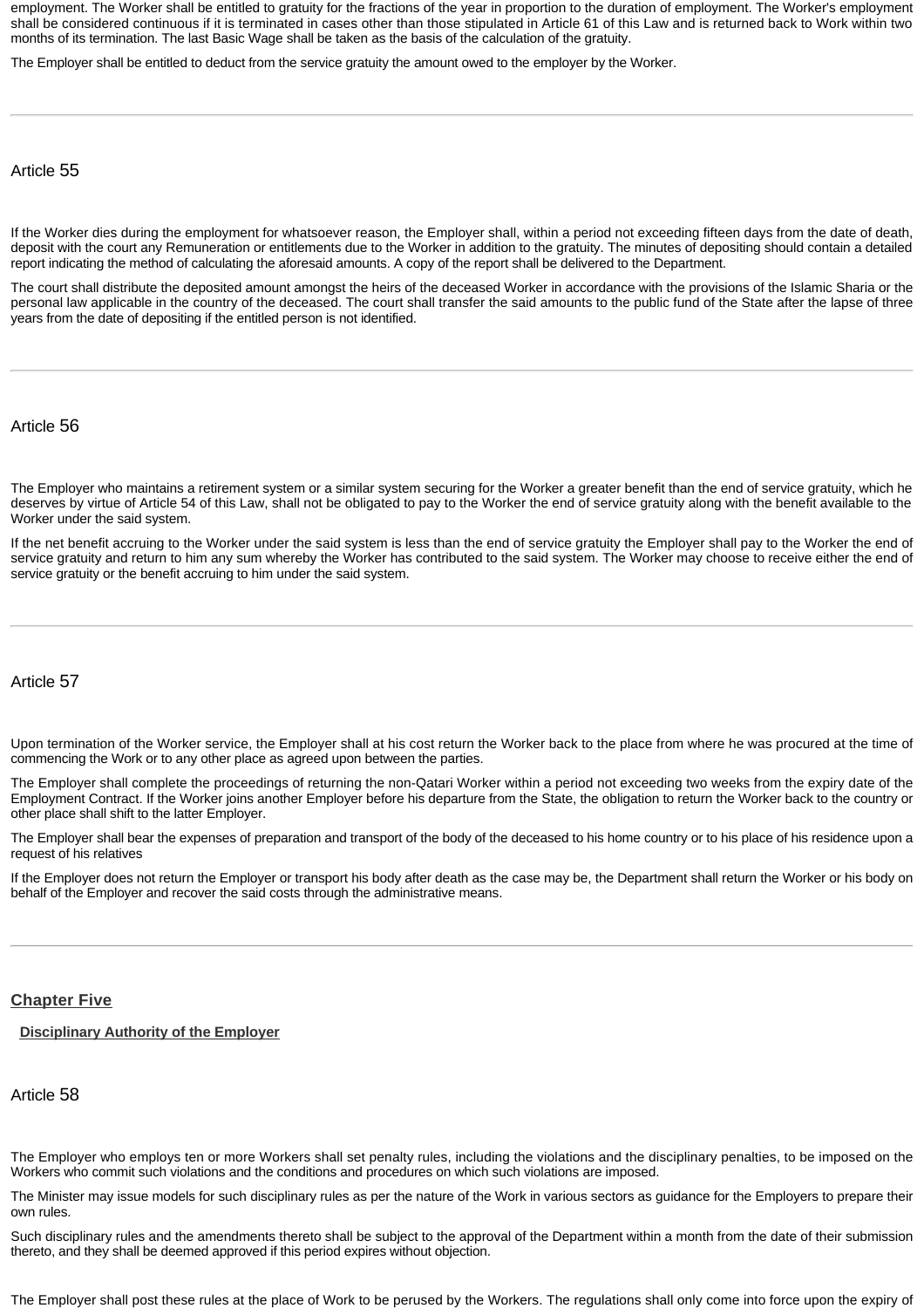employment. The Worker shall be entitled to gratuity for the fractions of the year in proportion to the duration of employment. The Worker's employment shall be considered continuous if it is terminated in cases other than those stipulated in Article 61 of this Law and is returned back to Work within two months of its termination. The last Basic Wage shall be taken as the basis of the calculation of the gratuity.

The Employer shall be entitled to deduct from the service gratuity the amount owed to the employer by the Worker.

---

### Article 55

If the Worker dies during the employment for whatsoever reason, the Employer shall, within a period not exceeding fifteen days from the date of death, deposit with the court any Remuneration or entitlements due to the Worker in addition to the gratuity. The minutes of depositing should contain a detailed report indicating the method of calculating the aforesaid amounts. A copy of the report shall be delivered to the Department.

The court shall distribute the deposited amount amongst the heirs of the deceased Worker in accordance with the provisions of the Islamic Sharia or the personal law applicable in the country of the deceased. The court shall transfer the said amounts to the public fund of the State after the lapse of three years from the date of depositing if the entitled person is not identified.

---

### Article 56

The Employer who maintains a retirement system or a similar system securing for the Worker a greater benefit than the end of service gratuity, which he deserves by virtue of Article 54 of this Law, shall not be obligated to pay to the Worker the end of service gratuity along with the benefit available to the Worker under the said system.

If the net benefit accruing to the Worker under the said system is less than the end of service gratuity the Employer shall pay to the Worker the end of service gratuity and return to him any sum whereby the Worker has contributed to the said system. The Worker may choose to receive either the end of service gratuity or the benefit accruing to him under the said system.

---

### Article 57

Upon termination of the Worker service, the Employer shall at his cost return the Worker back to the place from where he was procured at the time of commencing the Work or to any other place as agreed upon between the parties.

The Employer shall complete the proceedings of returning the non-Qatari Worker within a period not exceeding two weeks from the expiry date of the Employment Contract. If the Worker joins another Employer before his departure from the State, the obligation to return the Worker back to the country or other place shall shift to the latter Employer.

The Employer shall bear the expenses of preparation and transport of the body of the deceased to his home country or to his place of his residence upon a request of his relatives

If the Employer does not return the Employer or transport his body after death as the case may be, the Department shall return the Worker or his body on behalf of the Employer and recover the said costs through the administrative means.

---

## Chapter Five

**Disciplinary Authority of the Employer**

### Article 58

The Employer who employs ten or more Workers shall set penalty rules, including the violations and the disciplinary penalties, to be imposed on the Workers who commit such violations and the conditions and procedures on which such violations are imposed.

The Minister may issue models for such disciplinary rules as per the nature of the Work in various sectors as guidance for the Employers to prepare their own rules.

Such disciplinary rules and the amendments thereto shall be subject to the approval of the Department within a month from the date of their submission thereto, and they shall be deemed approved if this period expires without objection.

The Employer shall post these rules at the place of Work to be perused by the Workers. The regulations shall only come into force upon the expiry of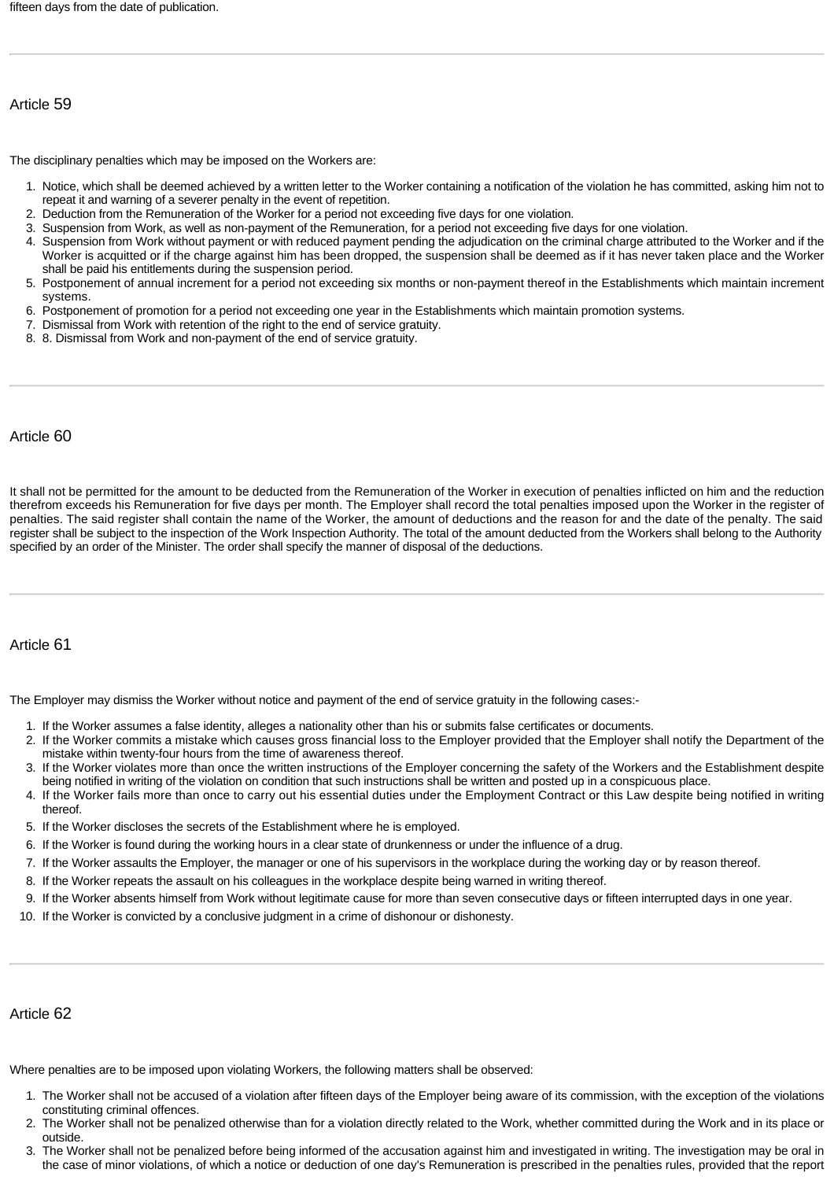fifteen days from the date of publication.

---

## Article 59

The disciplinary penalties which may be imposed on the Workers are:

1. Notice, which shall be deemed achieved by a written letter to the Worker containing a notification of the violation he has committed, asking him not to repeat it and warning of a severer penalty in the event of repetition.
2. Deduction from the Remuneration of the Worker for a period not exceeding five days for one violation.
3. Suspension from Work, as well as non-payment of the Remuneration, for a period not exceeding five days for one violation.
4. Suspension from Work without payment or with reduced payment pending the adjudication on the criminal charge attributed to the Worker and if the Worker is acquitted or if the charge against him has been dropped, the suspension shall be deemed as if it has never taken place and the Worker shall be paid his entitlements during the suspension period.
5. Postponement of annual increment for a period not exceeding six months or non-payment thereof in the Establishments which maintain increment systems.
6. Postponement of promotion for a period not exceeding one year in the Establishments which maintain promotion systems.
7. Dismissal from Work with retention of the right to the end of service gratuity.
8. 8. Dismissal from Work and non-payment of the end of service gratuity.

---

## Article 60

It shall not be permitted for the amount to be deducted from the Remuneration of the Worker in execution of penalties inflicted on him and the reduction therefrom exceeds his Remuneration for five days per month. The Employer shall record the total penalties imposed upon the Worker in the register of penalties. The said register shall contain the name of the Worker, the amount of deductions and the reason for and the date of the penalty. The said register shall be subject to the inspection of the Work Inspection Authority. The total of the amount deducted from the Workers shall belong to the Authority specified by an order of the Minister. The order shall specify the manner of disposal of the deductions.

---

## Article 61

The Employer may dismiss the Worker without notice and payment of the end of service gratuity in the following cases:-

1. If the Worker assumes a false identity, alleges a nationality other than his or submits false certificates or documents.
2. If the Worker commits a mistake which causes gross financial loss to the Employer provided that the Employer shall notify the Department of the mistake within twenty-four hours from the time of awareness thereof.
3. If the Worker violates more than once the written instructions of the Employer concerning the safety of the Workers and the Establishment despite being notified in writing of the violation on condition that such instructions shall be written and posted up in a conspicuous place.
4. If the Worker fails more than once to carry out his essential duties under the Employment Contract or this Law despite being notified in writing thereof.
5. If the Worker discloses the secrets of the Establishment where he is employed.
6. If the Worker is found during the working hours in a clear state of drunkenness or under the influence of a drug.
7. If the Worker assaults the Employer, the manager or one of his supervisors in the workplace during the working day or by reason thereof.
8. If the Worker repeats the assault on his colleagues in the workplace despite being warned in writing thereof.
9. If the Worker absents himself from Work without legitimate cause for more than seven consecutive days or fifteen interrupted days in one year.
10. If the Worker is convicted by a conclusive judgment in a crime of dishonour or dishonesty.

---

## Article 62

Where penalties are to be imposed upon violating Workers, the following matters shall be observed:

1. The Worker shall not be accused of a violation after fifteen days of the Employer being aware of its commission, with the exception of the violations constituting criminal offences.
2. The Worker shall not be penalized otherwise than for a violation directly related to the Work, whether committed during the Work and in its place or outside.
3. The Worker shall not be penalized before being informed of the accusation against him and investigated in writing. The investigation may be oral in the case of minor violations, of which a notice or deduction of one day's Remuneration is prescribed in the penalties rules, provided that the report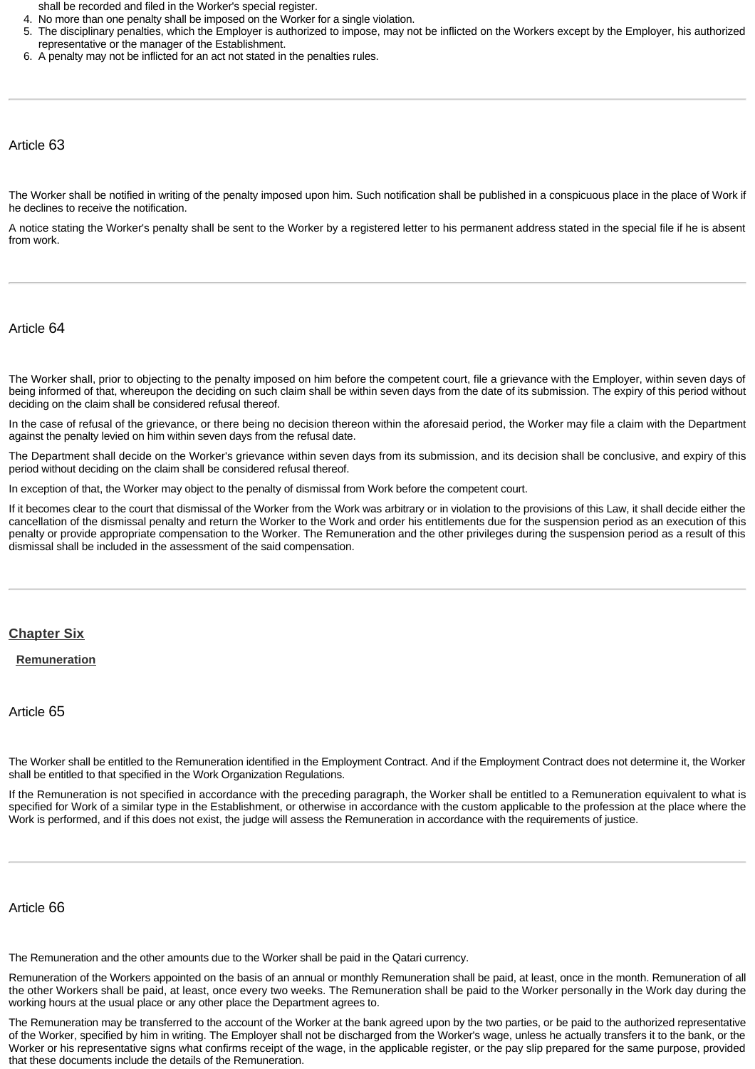shall be recorded and filed in the Worker's special register.

4. No more than one penalty shall be imposed on the Worker for a single violation.
5. The disciplinary penalties, which the Employer is authorized to impose, may not be inflicted on the Workers except by the Employer, his authorized representative or the manager of the Establishment.
6. A penalty may not be inflicted for an act not stated in the penalties rules.

---

### Article 63

The Worker shall be notified in writing of the penalty imposed upon him. Such notification shall be published in a conspicuous place in the place of Work if he declines to receive the notification.

A notice stating the Worker's penalty shall be sent to the Worker by a registered letter to his permanent address stated in the special file if he is absent from work.

---

### Article 64

The Worker shall, prior to objecting to the penalty imposed on him before the competent court, file a grievance with the Employer, within seven days of being informed of that, whereupon the deciding on such claim shall be within seven days from the date of its submission. The expiry of this period without deciding on the claim shall be considered refusal thereof.

In the case of refusal of the grievance, or there being no decision thereon within the aforesaid period, the Worker may file a claim with the Department against the penalty levied on him within seven days from the refusal date.

The Department shall decide on the Worker's grievance within seven days from its submission, and its decision shall be conclusive, and expiry of this period without deciding on the claim shall be considered refusal thereof.

In exception of that, the Worker may object to the penalty of dismissal from Work before the competent court.

If it becomes clear to the court that dismissal of the Worker from the Work was arbitrary or in violation to the provisions of this Law, it shall decide either the cancellation of the dismissal penalty and return the Worker to the Work and order his entitlements due for the suspension period as an execution of this penalty or provide appropriate compensation to the Worker. The Remuneration and the other privileges during the suspension period as a result of this dismissal shall be included in the assessment of the said compensation.

---

## Chapter Six

**Remuneration**

### Article 65

The Worker shall be entitled to the Remuneration identified in the Employment Contract. And if the Employment Contract does not determine it, the Worker shall be entitled to that specified in the Work Organization Regulations.

If the Remuneration is not specified in accordance with the preceding paragraph, the Worker shall be entitled to a Remuneration equivalent to what is specified for Work of a similar type in the Establishment, or otherwise in accordance with the custom applicable to the profession at the place where the Work is performed, and if this does not exist, the judge will assess the Remuneration in accordance with the requirements of justice.

---

### Article 66

The Remuneration and the other amounts due to the Worker shall be paid in the Qatari currency.

Remuneration of the Workers appointed on the basis of an annual or monthly Remuneration shall be paid, at least, once in the month. Remuneration of all the other Workers shall be paid, at least, once every two weeks. The Remuneration shall be paid to the Worker personally in the Work day during the working hours at the usual place or any other place the Department agrees to.

The Remuneration may be transferred to the account of the Worker at the bank agreed upon by the two parties, or be paid to the authorized representative of the Worker, specified by him in writing. The Employer shall not be discharged from the Worker's wage, unless he actually transfers it to the bank, or the Worker or his representative signs what confirms receipt of the wage, in the applicable register, or the pay slip prepared for the same purpose, provided that these documents include the details of the Remuneration.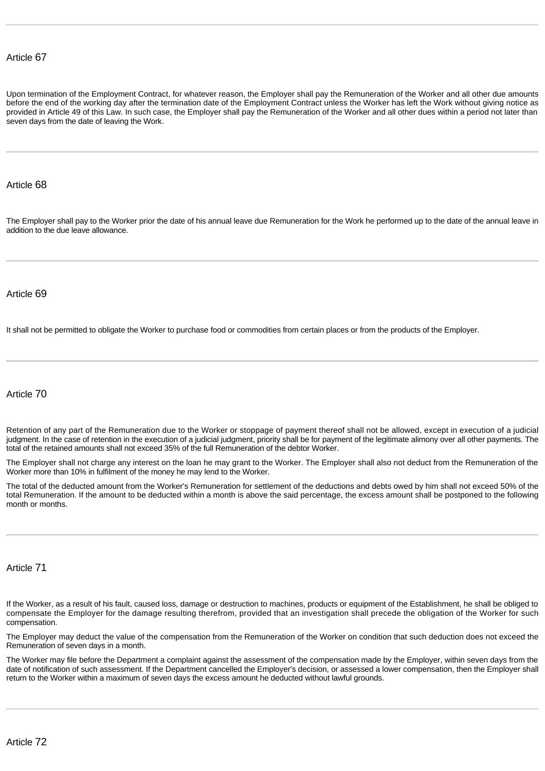## Article 67

Upon termination of the Employment Contract, for whatever reason, the Employer shall pay the Remuneration of the Worker and all other due amounts before the end of the working day after the termination date of the Employment Contract unless the Worker has left the Work without giving notice as provided in Article 49 of this Law. In such case, the Employer shall pay the Remuneration of the Worker and all other dues within a period not later than seven days from the date of leaving the Work.

---

## Article 68

The Employer shall pay to the Worker prior the date of his annual leave due Remuneration for the Work he performed up to the date of the annual leave in addition to the due leave allowance.

---

## Article 69

It shall not be permitted to obligate the Worker to purchase food or commodities from certain places or from the products of the Employer.

---

## Article 70

Retention of any part of the Remuneration due to the Worker or stoppage of payment thereof shall not be allowed, except in execution of a judicial judgment. In the case of retention in the execution of a judicial judgment, priority shall be for payment of the legitimate alimony over all other payments. The total of the retained amounts shall not exceed 35% of the full Remuneration of the debtor Worker.

The Employer shall not charge any interest on the loan he may grant to the Worker. The Employer shall also not deduct from the Remuneration of the Worker more than 10% in fulfilment of the money he may lend to the Worker.

The total of the deducted amount from the Worker's Remuneration for settlement of the deductions and debts owed by him shall not exceed 50% of the total Remuneration. If the amount to be deducted within a month is above the said percentage, the excess amount shall be postponed to the following month or months.

---

## Article 71

If the Worker, as a result of his fault, caused loss, damage or destruction to machines, products or equipment of the Establishment, he shall be obliged to compensate the Employer for the damage resulting therefrom, provided that an investigation shall precede the obligation of the Worker for such compensation.

The Employer may deduct the value of the compensation from the Remuneration of the Worker on condition that such deduction does not exceed the Remuneration of seven days in a month.

The Worker may file before the Department a complaint against the assessment of the compensation made by the Employer, within seven days from the date of notification of such assessment. If the Department cancelled the Employer's decision, or assessed a lower compensation, then the Employer shall return to the Worker within a maximum of seven days the excess amount he deducted without lawful grounds.

---

## Article 72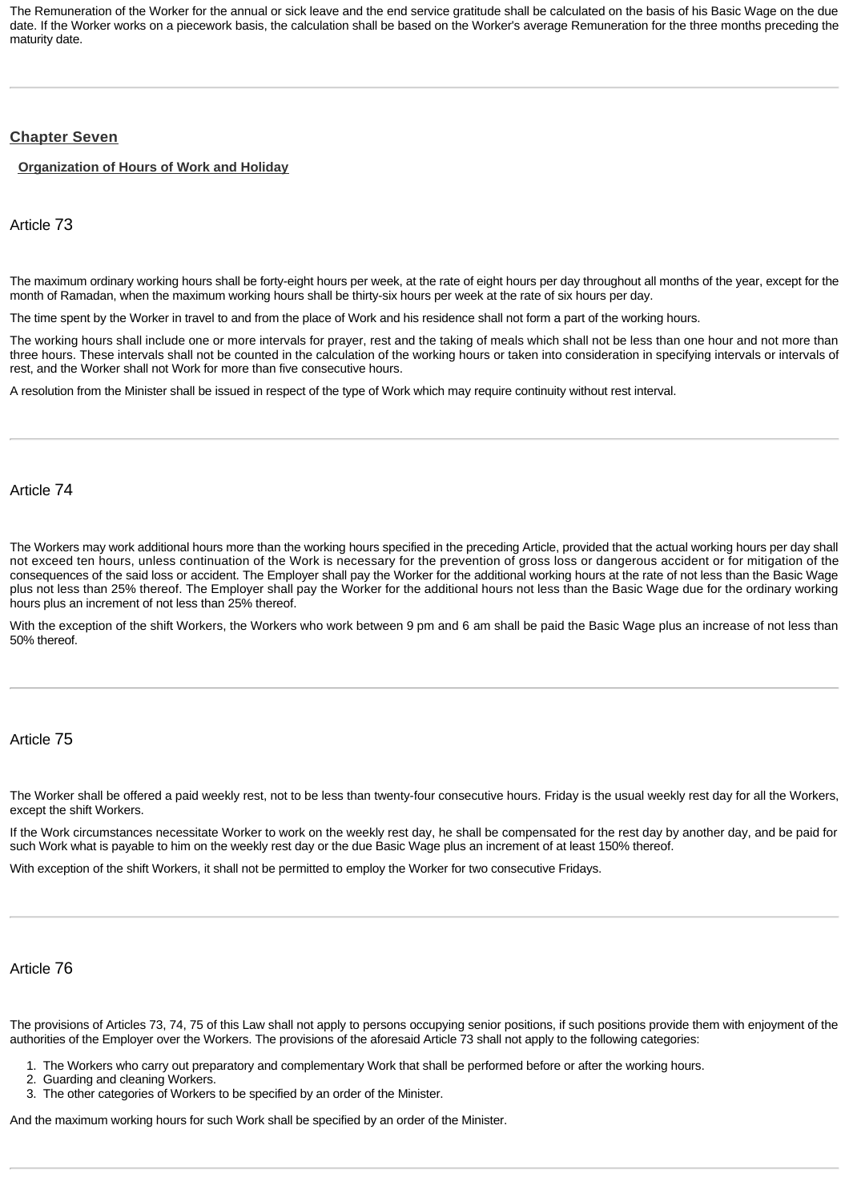The Remuneration of the Worker for the annual or sick leave and the end service gratitude shall be calculated on the basis of his Basic Wage on the due date. If the Worker works on a piecework basis, the calculation shall be based on the Worker's average Remuneration for the three months preceding the maturity date.

---

## Chapter Seven

### Organization of Hours of Work and Holiday

### Article 73

The maximum ordinary working hours shall be forty-eight hours per week, at the rate of eight hours per day throughout all months of the year, except for the month of Ramadan, when the maximum working hours shall be thirty-six hours per week at the rate of six hours per day.

The time spent by the Worker in travel to and from the place of Work and his residence shall not form a part of the working hours.

The working hours shall include one or more intervals for prayer, rest and the taking of meals which shall not be less than one hour and not more than three hours. These intervals shall not be counted in the calculation of the working hours or taken into consideration in specifying intervals or intervals of rest, and the Worker shall not Work for more than five consecutive hours.

A resolution from the Minister shall be issued in respect of the type of Work which may require continuity without rest interval.

---

### Article 74

The Workers may work additional hours more than the working hours specified in the preceding Article, provided that the actual working hours per day shall not exceed ten hours, unless continuation of the Work is necessary for the prevention of gross loss or dangerous accident or for mitigation of the consequences of the said loss or accident. The Employer shall pay the Worker for the additional working hours at the rate of not less than the Basic Wage plus not less than 25% thereof. The Employer shall pay the Worker for the additional hours not less than the Basic Wage due for the ordinary working hours plus an increment of not less than 25% thereof.

With the exception of the shift Workers, the Workers who work between 9 pm and 6 am shall be paid the Basic Wage plus an increase of not less than 50% thereof.

---

### Article 75

The Worker shall be offered a paid weekly rest, not to be less than twenty-four consecutive hours. Friday is the usual weekly rest day for all the Workers, except the shift Workers.

If the Work circumstances necessitate Worker to work on the weekly rest day, he shall be compensated for the rest day by another day, and be paid for such Work what is payable to him on the weekly rest day or the due Basic Wage plus an increment of at least 150% thereof.

With exception of the shift Workers, it shall not be permitted to employ the Worker for two consecutive Fridays.

---

### Article 76

The provisions of Articles 73, 74, 75 of this Law shall not apply to persons occupying senior positions, if such positions provide them with enjoyment of the authorities of the Employer over the Workers. The provisions of the aforesaid Article 73 shall not apply to the following categories:

1. The Workers who carry out preparatory and complementary Work that shall be performed before or after the working hours.
2. Guarding and cleaning Workers.
3. The other categories of Workers to be specified by an order of the Minister.

And the maximum working hours for such Work shall be specified by an order of the Minister.

---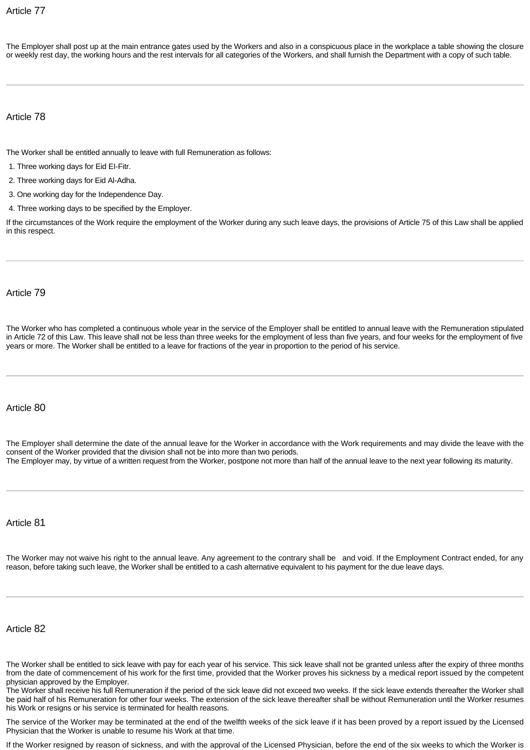## Article 77

The Employer shall post up at the main entrance gates used by the Workers and also in a conspicuous place in the workplace a table showing the closure or weekly rest day, the working hours and the rest intervals for all categories of the Workers, and shall furnish the Department with a copy of such table.

---

## Article 78

The Worker shall be entitled annually to leave with full Remuneration as follows:

1. Three working days for Eid EI-Fitr.
2. Three working days for Eid Al-Adha.
3. One working day for the Independence Day.
4. Three working days to be specified by the Employer.

If the circumstances of the Work require the employment of the Worker during any such leave days, the provisions of Article 75 of this Law shall be applied in this respect.

---

## Article 79

The Worker who has completed a continuous whole year in the service of the Employer shall be entitled to annual leave with the Remuneration stipulated in Article 72 of this Law. This leave shall not be less than three weeks for the employment of less than five years, and four weeks for the employment of five years or more. The Worker shall be entitled to a leave for fractions of the year in proportion to the period of his service.

---

## Article 80

The Employer shall determine the date of the annual leave for the Worker in accordance with the Work requirements and may divide the leave with the consent of the Worker provided that the division shall not be into more than two periods.
The Employer may, by virtue of a written request from the Worker, postpone not more than half of the annual leave to the next year following its maturity.

---

## Article 81

The Worker may not waive his right to the annual leave. Any agreement to the contrary shall be and void. If the Employment Contract ended, for any reason, before taking such leave, the Worker shall be entitled to a cash alternative equivalent to his payment for the due leave days.

---

## Article 82

The Worker shall be entitled to sick leave with pay for each year of his service. This sick leave shall not be granted unless after the expiry of three months from the date of commencement of his work for the first time, provided that the Worker proves his sickness by a medical report issued by the competent physician approved by the Employer.
The Worker shall receive his full Remuneration if the period of the sick leave did not exceed two weeks. If the sick leave extends thereafter the Worker shall be paid half of his Remuneration for other four weeks. The extension of the sick leave thereafter shall be without Remuneration until the Worker resumes his Work or resigns or his service is terminated for health reasons.

The service of the Worker may be terminated at the end of the twelfth weeks of the sick leave if it has been proved by a report issued by the Licensed Physician that the Worker is unable to resume his Work at that time.

If the Worker resigned by reason of sickness, and with the approval of the Licensed Physician, before the end of the six weeks to which the Worker is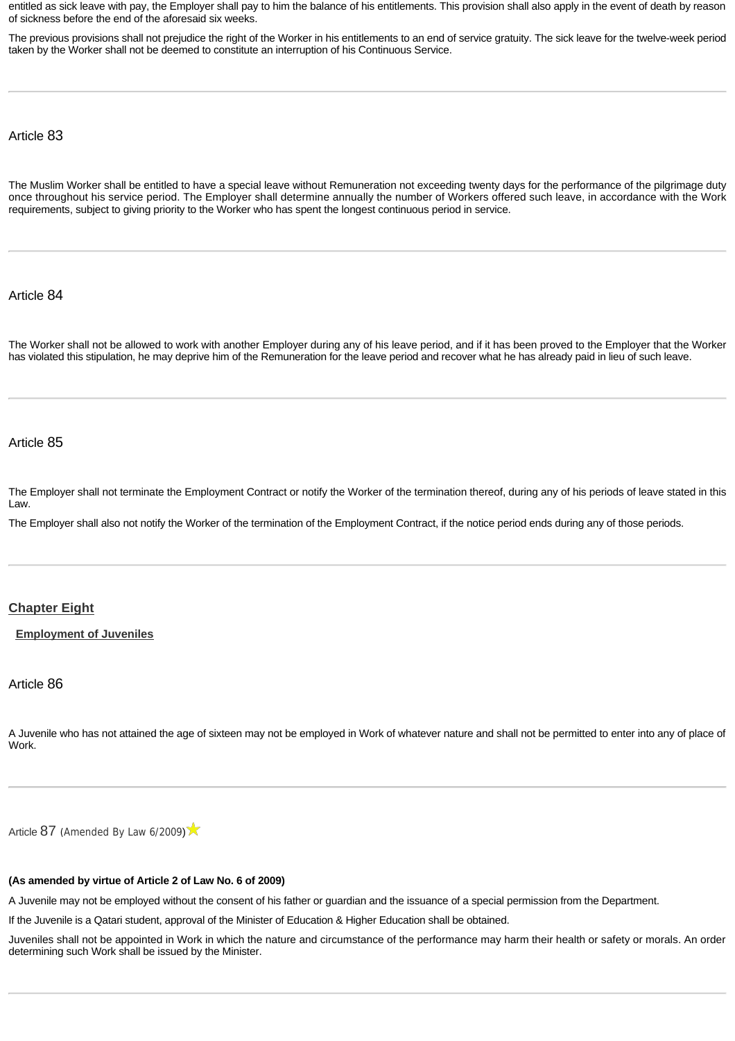entitled as sick leave with pay, the Employer shall pay to him the balance of his entitlements. This provision shall also apply in the event of death by reason of sickness before the end of the aforesaid six weeks.

The previous provisions shall not prejudice the right of the Worker in his entitlements to an end of service gratuity. The sick leave for the twelve-week period taken by the Worker shall not be deemed to constitute an interruption of his Continuous Service.

---

### Article 83

The Muslim Worker shall be entitled to have a special leave without Remuneration not exceeding twenty days for the performance of the pilgrimage duty once throughout his service period. The Employer shall determine annually the number of Workers offered such leave, in accordance with the Work requirements, subject to giving priority to the Worker who has spent the longest continuous period in service.

---

### Article 84

The Worker shall not be allowed to work with another Employer during any of his leave period, and if it has been proved to the Employer that the Worker has violated this stipulation, he may deprive him of the Remuneration for the leave period and recover what he has already paid in lieu of such leave.

---

### Article 85

The Employer shall not terminate the Employment Contract or notify the Worker of the termination thereof, during any of his periods of leave stated in this Law.

The Employer shall also not notify the Worker of the termination of the Employment Contract, if the notice period ends during any of those periods.

---

## Chapter Eight

**Employment of Juveniles**

### Article 86

A Juvenile who has not attained the age of sixteen may not be employed in Work of whatever nature and shall not be permitted to enter into any of place of Work.

---

### Article 87 (Amended By Law 6/2009)

**(As amended by virtue of Article 2 of Law No. 6 of 2009)**

A Juvenile may not be employed without the consent of his father or guardian and the issuance of a special permission from the Department.

If the Juvenile is a Qatari student, approval of the Minister of Education & Higher Education shall be obtained.

Juveniles shall not be appointed in Work in which the nature and circumstance of the performance may harm their health or safety or morals. An order determining such Work shall be issued by the Minister.

---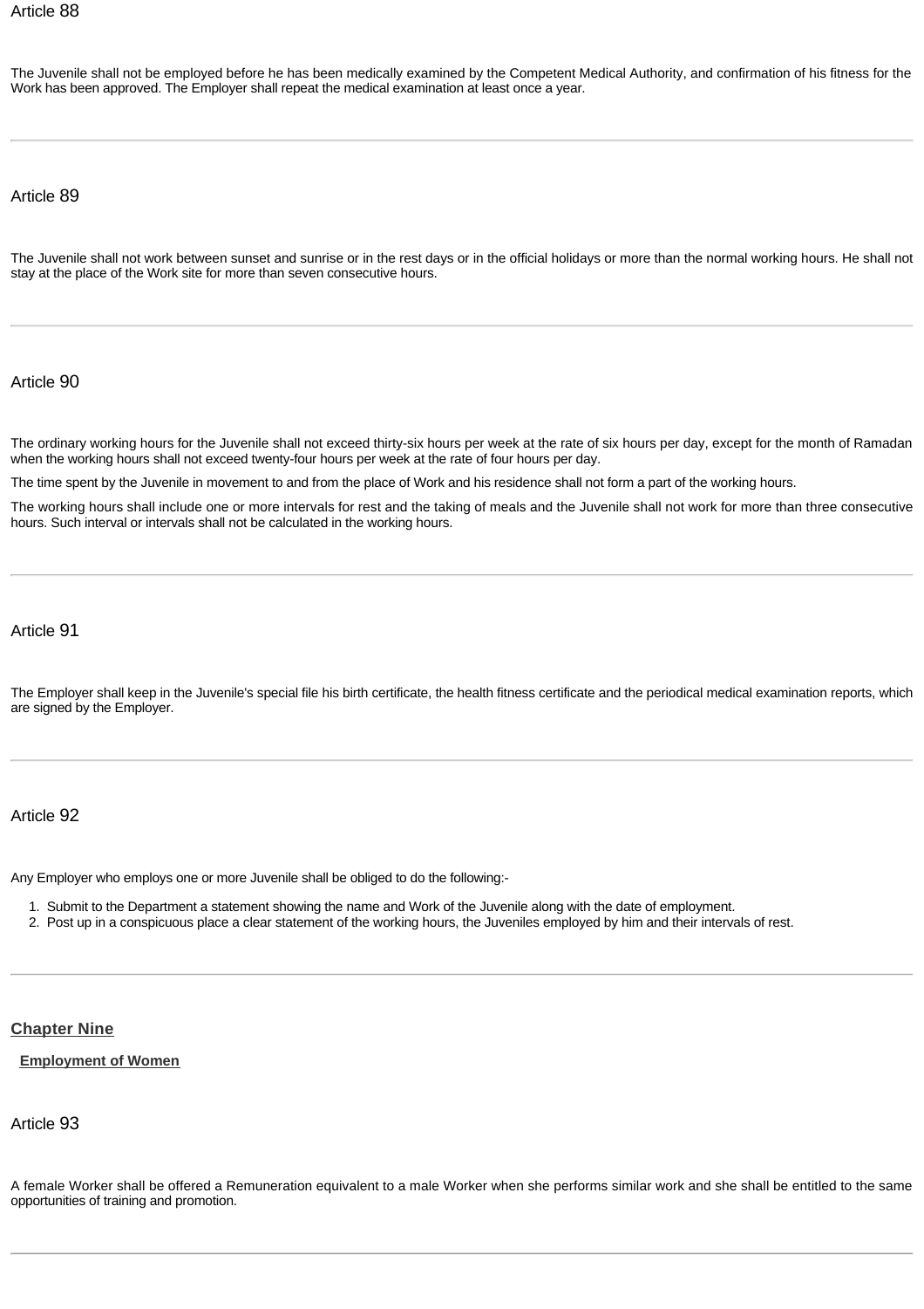### Article 88

The Juvenile shall not be employed before he has been medically examined by the Competent Medical Authority, and confirmation of his fitness for the Work has been approved. The Employer shall repeat the medical examination at least once a year.

---

### Article 89

The Juvenile shall not work between sunset and sunrise or in the rest days or in the official holidays or more than the normal working hours. He shall not stay at the place of the Work site for more than seven consecutive hours.

---

### Article 90

The ordinary working hours for the Juvenile shall not exceed thirty-six hours per week at the rate of six hours per day, except for the month of Ramadan when the working hours shall not exceed twenty-four hours per week at the rate of four hours per day.

The time spent by the Juvenile in movement to and from the place of Work and his residence shall not form a part of the working hours.

The working hours shall include one or more intervals for rest and the taking of meals and the Juvenile shall not work for more than three consecutive hours. Such interval or intervals shall not be calculated in the working hours.

---

### Article 91

The Employer shall keep in the Juvenile's special file his birth certificate, the health fitness certificate and the periodical medical examination reports, which are signed by the Employer.

---

### Article 92

Any Employer who employs one or more Juvenile shall be obliged to do the following:-

1. Submit to the Department a statement showing the name and Work of the Juvenile along with the date of employment.
2. Post up in a conspicuous place a clear statement of the working hours, the Juveniles employed by him and their intervals of rest.

---

## Chapter Nine

### Employment of Women

### Article 93

A female Worker shall be offered a Remuneration equivalent to a male Worker when she performs similar work and she shall be entitled to the same opportunities of training and promotion.

---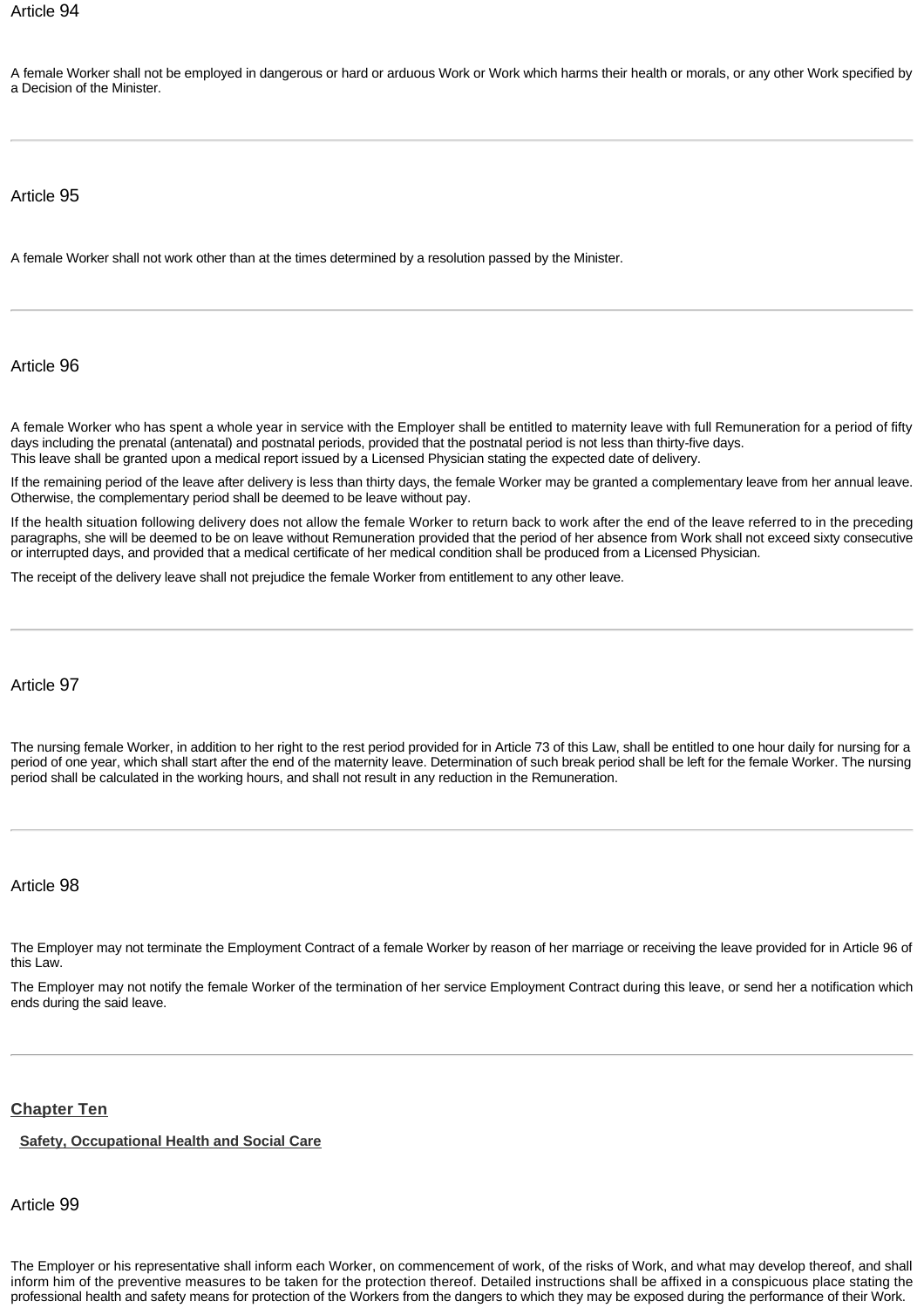Article 94

A female Worker shall not be employed in dangerous or hard or arduous Work or Work which harms their health or morals, or any other Work specified by a Decision of the Minister.

---

Article 95

A female Worker shall not work other than at the times determined by a resolution passed by the Minister.

---

Article 96

A female Worker who has spent a whole year in service with the Employer shall be entitled to maternity leave with full Remuneration for a period of fifty days including the prenatal (antenatal) and postnatal periods, provided that the postnatal period is not less than thirty-five days.
This leave shall be granted upon a medical report issued by a Licensed Physician stating the expected date of delivery.

If the remaining period of the leave after delivery is less than thirty days, the female Worker may be granted a complementary leave from her annual leave. Otherwise, the complementary period shall be deemed to be leave without pay.

If the health situation following delivery does not allow the female Worker to return back to work after the end of the leave referred to in the preceding paragraphs, she will be deemed to be on leave without Remuneration provided that the period of her absence from Work shall not exceed sixty consecutive or interrupted days, and provided that a medical certificate of her medical condition shall be produced from a Licensed Physician.

The receipt of the delivery leave shall not prejudice the female Worker from entitlement to any other leave.

---

Article 97

The nursing female Worker, in addition to her right to the rest period provided for in Article 73 of this Law, shall be entitled to one hour daily for nursing for a period of one year, which shall start after the end of the maternity leave. Determination of such break period shall be left for the female Worker. The nursing period shall be calculated in the working hours, and shall not result in any reduction in the Remuneration.

---

Article 98

The Employer may not terminate the Employment Contract of a female Worker by reason of her marriage or receiving the leave provided for in Article 96 of this Law.

The Employer may not notify the female Worker of the termination of her service Employment Contract during this leave, or send her a notification which ends during the said leave.

---

## Chapter Ten

### Safety, Occupational Health and Social Care

Article 99

The Employer or his representative shall inform each Worker, on commencement of work, of the risks of Work, and what may develop thereof, and shall inform him of the preventive measures to be taken for the protection thereof. Detailed instructions shall be affixed in a conspicuous place stating the professional health and safety means for protection of the Workers from the dangers to which they may be exposed during the performance of their Work.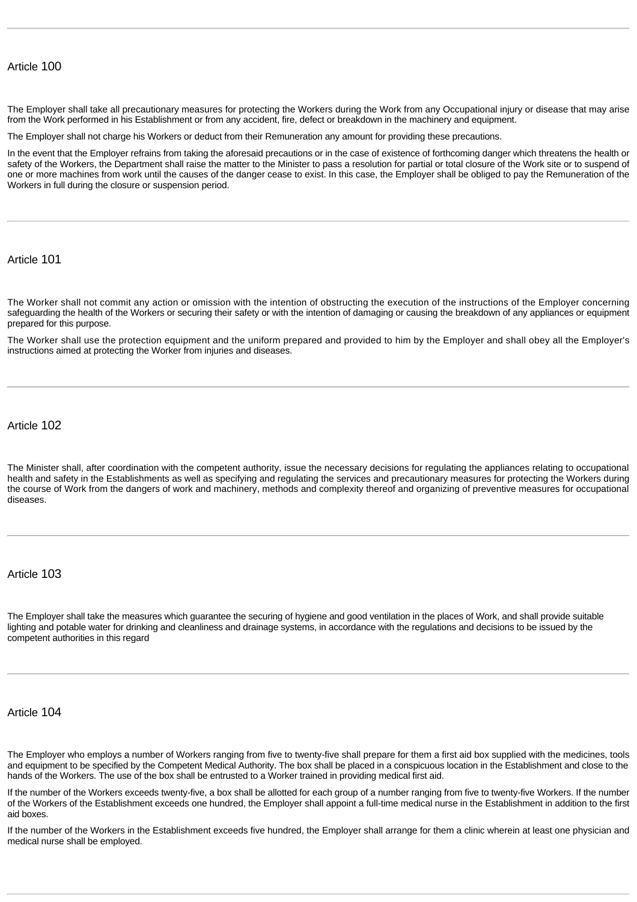## Article 100

The Employer shall take all precautionary measures for protecting the Workers during the Work from any Occupational injury or disease that may arise from the Work performed in his Establishment or from any accident, fire, defect or breakdown in the machinery and equipment.

The Employer shall not charge his Workers or deduct from their Remuneration any amount for providing these precautions.

In the event that the Employer refrains from taking the aforesaid precautions or in the case of existence of forthcoming danger which threatens the health or safety of the Workers, the Department shall raise the matter to the Minister to pass a resolution for partial or total closure of the Work site or to suspend of one or more machines from work until the causes of the danger cease to exist. In this case, the Employer shall be obliged to pay the Remuneration of the Workers in full during the closure or suspension period.

## Article 101

The Worker shall not commit any action or omission with the intention of obstructing the execution of the instructions of the Employer concerning safeguarding the health of the Workers or securing their safety or with the intention of damaging or causing the breakdown of any appliances or equipment prepared for this purpose.

The Worker shall use the protection equipment and the uniform prepared and provided to him by the Employer and shall obey all the Employer's instructions aimed at protecting the Worker from injuries and diseases.

## Article 102

The Minister shall, after coordination with the competent authority, issue the necessary decisions for regulating the appliances relating to occupational health and safety in the Establishments as well as specifying and regulating the services and precautionary measures for protecting the Workers during the course of Work from the dangers of work and machinery, methods and complexity thereof and organizing of preventive measures for occupational diseases.

## Article 103

The Employer shall take the measures which guarantee the securing of hygiene and good ventilation in the places of Work, and shall provide suitable lighting and potable water for drinking and cleanliness and drainage systems, in accordance with the regulations and decisions to be issued by the competent authorities in this regard

## Article 104

The Employer who employs a number of Workers ranging from five to twenty-five shall prepare for them a first aid box supplied with the medicines, tools and equipment to be specified by the Competent Medical Authority. The box shall be placed in a conspicuous location in the Establishment and close to the hands of the Workers. The use of the box shall be entrusted to a Worker trained in providing medical first aid.

If the number of the Workers exceeds twenty-five, a box shall be allotted for each group of a number ranging from five to twenty-five Workers. If the number of the Workers of the Establishment exceeds one hundred, the Employer shall appoint a full-time medical nurse in the Establishment in addition to the first aid boxes.

If the number of the Workers in the Establishment exceeds five hundred, the Employer shall arrange for them a clinic wherein at least one physician and medical nurse shall be employed.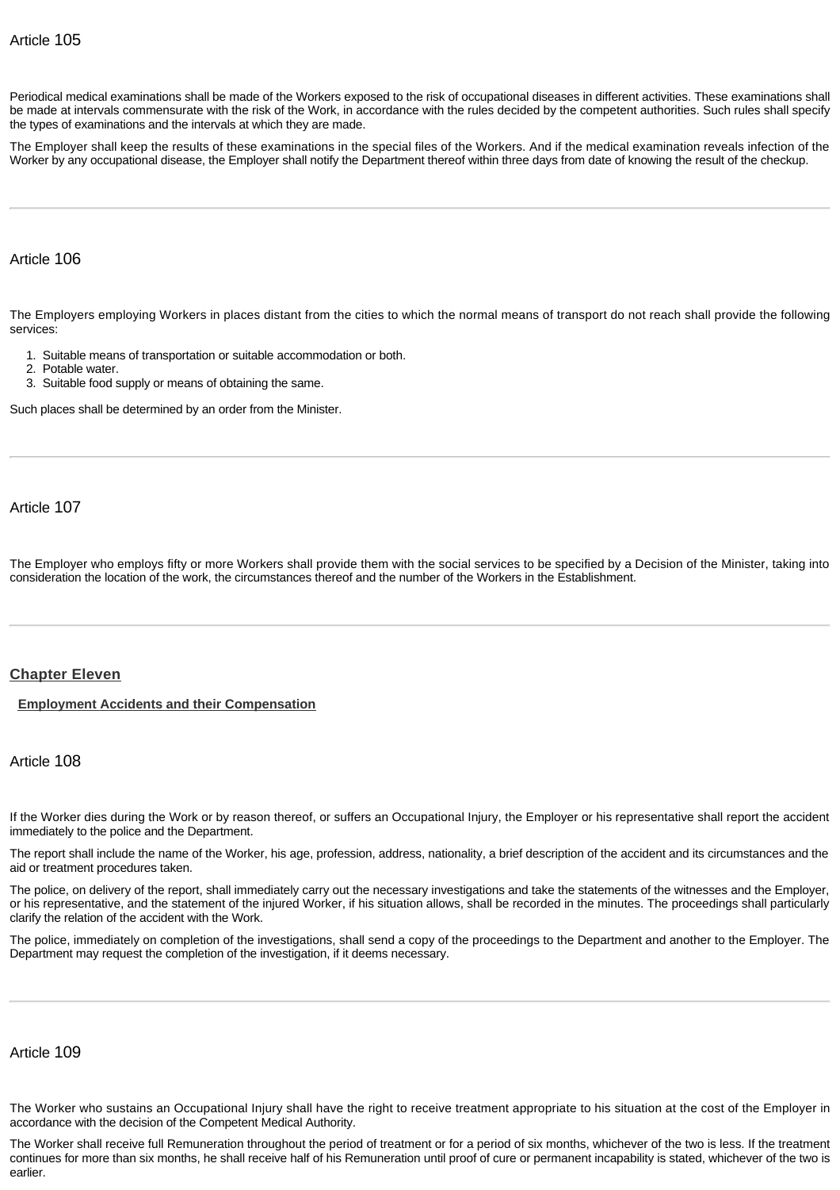### Article 105

Periodical medical examinations shall be made of the Workers exposed to the risk of occupational diseases in different activities. These examinations shall be made at intervals commensurate with the risk of the Work, in accordance with the rules decided by the competent authorities. Such rules shall specify the types of examinations and the intervals at which they are made.

The Employer shall keep the results of these examinations in the special files of the Workers. And if the medical examination reveals infection of the Worker by any occupational disease, the Employer shall notify the Department thereof within three days from date of knowing the result of the checkup.

---

### Article 106

The Employers employing Workers in places distant from the cities to which the normal means of transport do not reach shall provide the following services:

1. Suitable means of transportation or suitable accommodation or both.
2. Potable water.
3. Suitable food supply or means of obtaining the same.

Such places shall be determined by an order from the Minister.

---

### Article 107

The Employer who employs fifty or more Workers shall provide them with the social services to be specified by a Decision of the Minister, taking into consideration the location of the work, the circumstances thereof and the number of the Workers in the Establishment.

---

## Chapter Eleven

**Employment Accidents and their Compensation**

### Article 108

If the Worker dies during the Work or by reason thereof, or suffers an Occupational Injury, the Employer or his representative shall report the accident immediately to the police and the Department.

The report shall include the name of the Worker, his age, profession, address, nationality, a brief description of the accident and its circumstances and the aid or treatment procedures taken.

The police, on delivery of the report, shall immediately carry out the necessary investigations and take the statements of the witnesses and the Employer, or his representative, and the statement of the injured Worker, if his situation allows, shall be recorded in the minutes. The proceedings shall particularly clarify the relation of the accident with the Work.

The police, immediately on completion of the investigations, shall send a copy of the proceedings to the Department and another to the Employer. The Department may request the completion of the investigation, if it deems necessary.

---

### Article 109

The Worker who sustains an Occupational Injury shall have the right to receive treatment appropriate to his situation at the cost of the Employer in accordance with the decision of the Competent Medical Authority.

The Worker shall receive full Remuneration throughout the period of treatment or for a period of six months, whichever of the two is less. If the treatment continues for more than six months, he shall receive half of his Remuneration until proof of cure or permanent incapability is stated, whichever of the two is earlier.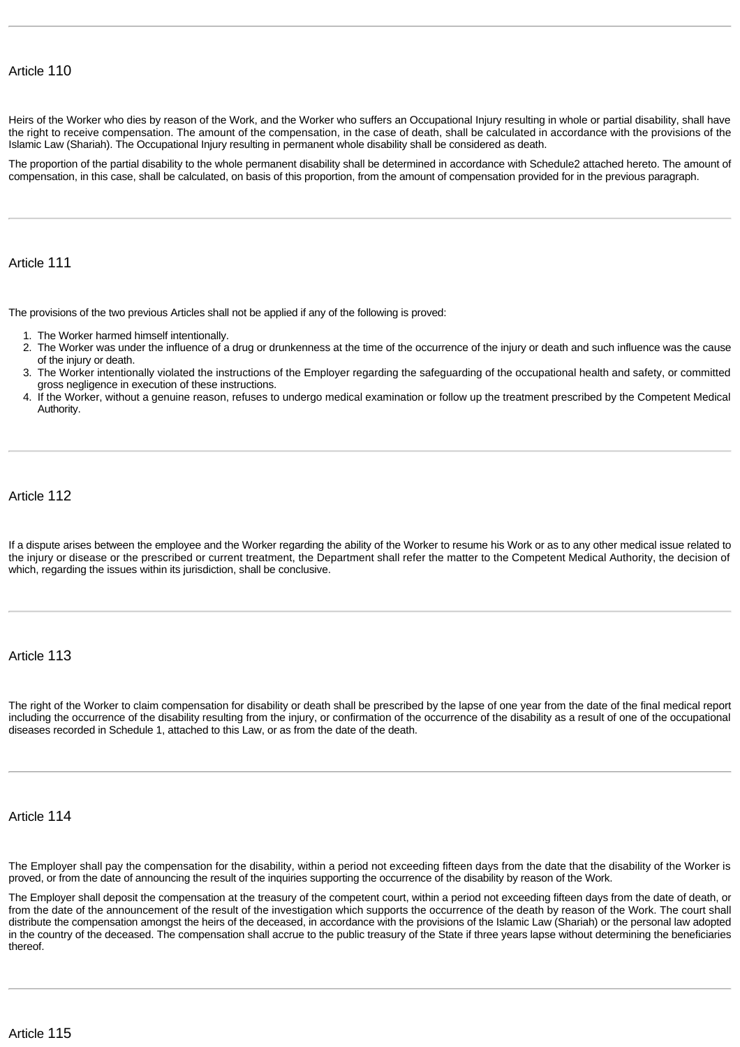## Article 110

Heirs of the Worker who dies by reason of the Work, and the Worker who suffers an Occupational Injury resulting in whole or partial disability, shall have the right to receive compensation. The amount of the compensation, in the case of death, shall be calculated in accordance with the provisions of the Islamic Law (Shariah). The Occupational Injury resulting in permanent whole disability shall be considered as death.

The proportion of the partial disability to the whole permanent disability shall be determined in accordance with Schedule2 attached hereto. The amount of compensation, in this case, shall be calculated, on basis of this proportion, from the amount of compensation provided for in the previous paragraph.

## Article 111

The provisions of the two previous Articles shall not be applied if any of the following is proved:

1. The Worker harmed himself intentionally.
2. The Worker was under the influence of a drug or drunkenness at the time of the occurrence of the injury or death and such influence was the cause of the injury or death.
3. The Worker intentionally violated the instructions of the Employer regarding the safeguarding of the occupational health and safety, or committed gross negligence in execution of these instructions.
4. If the Worker, without a genuine reason, refuses to undergo medical examination or follow up the treatment prescribed by the Competent Medical Authority.

## Article 112

If a dispute arises between the employee and the Worker regarding the ability of the Worker to resume his Work or as to any other medical issue related to the injury or disease or the prescribed or current treatment, the Department shall refer the matter to the Competent Medical Authority, the decision of which, regarding the issues within its jurisdiction, shall be conclusive.

## Article 113

The right of the Worker to claim compensation for disability or death shall be prescribed by the lapse of one year from the date of the final medical report including the occurrence of the disability resulting from the injury, or confirmation of the occurrence of the disability as a result of one of the occupational diseases recorded in Schedule 1, attached to this Law, or as from the date of the death.

## Article 114

The Employer shall pay the compensation for the disability, within a period not exceeding fifteen days from the date that the disability of the Worker is proved, or from the date of announcing the result of the inquiries supporting the occurrence of the disability by reason of the Work.

The Employer shall deposit the compensation at the treasury of the competent court, within a period not exceeding fifteen days from the date of death, or from the date of the announcement of the result of the investigation which supports the occurrence of the death by reason of the Work. The court shall distribute the compensation amongst the heirs of the deceased, in accordance with the provisions of the Islamic Law (Shariah) or the personal law adopted in the country of the deceased. The compensation shall accrue to the public treasury of the State if three years lapse without determining the beneficiaries thereof.

## Article 115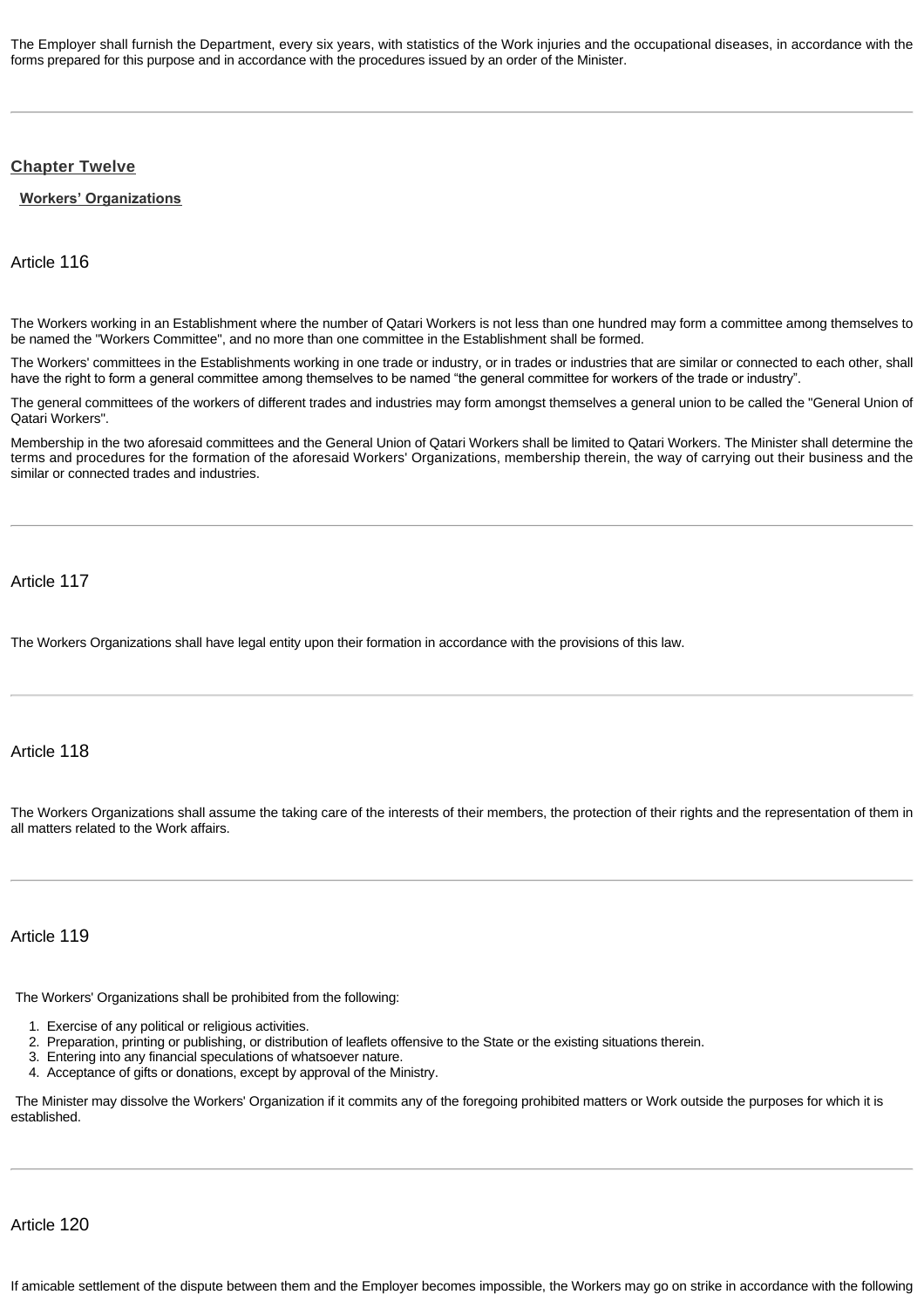The Employer shall furnish the Department, every six years, with statistics of the Work injuries and the occupational diseases, in accordance with the forms prepared for this purpose and in accordance with the procedures issued by an order of the Minister.

---

## Chapter Twelve

### Workers' Organizations

#### Article 116

The Workers working in an Establishment where the number of Qatari Workers is not less than one hundred may form a committee among themselves to be named the "Workers Committee", and no more than one committee in the Establishment shall be formed.

The Workers' committees in the Establishments working in one trade or industry, or in trades or industries that are similar or connected to each other, shall have the right to form a general committee among themselves to be named "the general committee for workers of the trade or industry".

The general committees of the workers of different trades and industries may form amongst themselves a general union to be called the "General Union of Qatari Workers".

Membership in the two aforesaid committees and the General Union of Qatari Workers shall be limited to Qatari Workers. The Minister shall determine the terms and procedures for the formation of the aforesaid Workers' Organizations, membership therein, the way of carrying out their business and the similar or connected trades and industries.

---

#### Article 117

The Workers Organizations shall have legal entity upon their formation in accordance with the provisions of this law.

---

#### Article 118

The Workers Organizations shall assume the taking care of the interests of their members, the protection of their rights and the representation of them in all matters related to the Work affairs.

---

#### Article 119

The Workers' Organizations shall be prohibited from the following:

1. Exercise of any political or religious activities.
2. Preparation, printing or publishing, or distribution of leaflets offensive to the State or the existing situations therein.
3. Entering into any financial speculations of whatsoever nature.
4. Acceptance of gifts or donations, except by approval of the Ministry.

The Minister may dissolve the Workers' Organization if it commits any of the foregoing prohibited matters or Work outside the purposes for which it is established.

---

#### Article 120

If amicable settlement of the dispute between them and the Employer becomes impossible, the Workers may go on strike in accordance with the following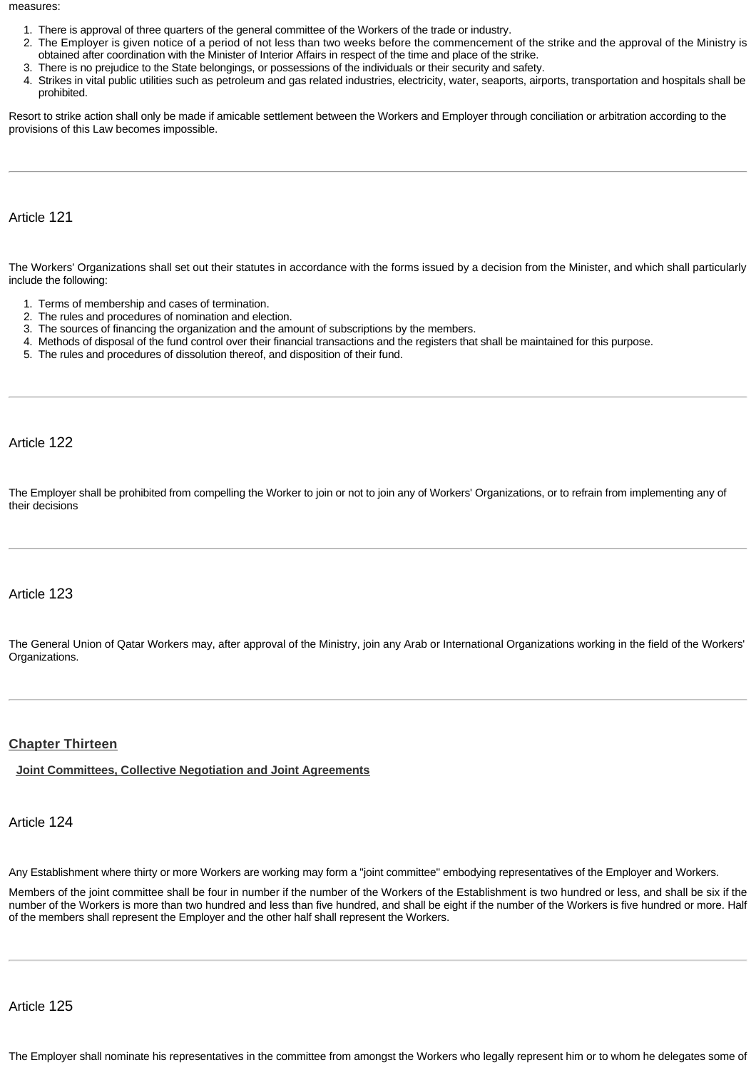measures:

1. There is approval of three quarters of the general committee of the Workers of the trade or industry.
2. The Employer is given notice of a period of not less than two weeks before the commencement of the strike and the approval of the Ministry is obtained after coordination with the Minister of Interior Affairs in respect of the time and place of the strike.
3. There is no prejudice to the State belongings, or possessions of the individuals or their security and safety.
4. Strikes in vital public utilities such as petroleum and gas related industries, electricity, water, seaports, airports, transportation and hospitals shall be prohibited.

Resort to strike action shall only be made if amicable settlement between the Workers and Employer through conciliation or arbitration according to the provisions of this Law becomes impossible.

---

### Article 121

The Workers' Organizations shall set out their statutes in accordance with the forms issued by a decision from the Minister, and which shall particularly include the following:

1. Terms of membership and cases of termination.
2. The rules and procedures of nomination and election.
3. The sources of financing the organization and the amount of subscriptions by the members.
4. Methods of disposal of the fund control over their financial transactions and the registers that shall be maintained for this purpose.
5. The rules and procedures of dissolution thereof, and disposition of their fund.

---

### Article 122

The Employer shall be prohibited from compelling the Worker to join or not to join any of Workers' Organizations, or to refrain from implementing any of their decisions

---

### Article 123

The General Union of Qatar Workers may, after approval of the Ministry, join any Arab or International Organizations working in the field of the Workers' Organizations.

---

## Chapter Thirteen

**Joint Committees, Collective Negotiation and Joint Agreements**

### Article 124

Any Establishment where thirty or more Workers are working may form a "joint committee" embodying representatives of the Employer and Workers.

Members of the joint committee shall be four in number if the number of the Workers of the Establishment is two hundred or less, and shall be six if the number of the Workers is more than two hundred and less than five hundred, and shall be eight if the number of the Workers is five hundred or more. Half of the members shall represent the Employer and the other half shall represent the Workers.

---

### Article 125

The Employer shall nominate his representatives in the committee from amongst the Workers who legally represent him or to whom he delegates some of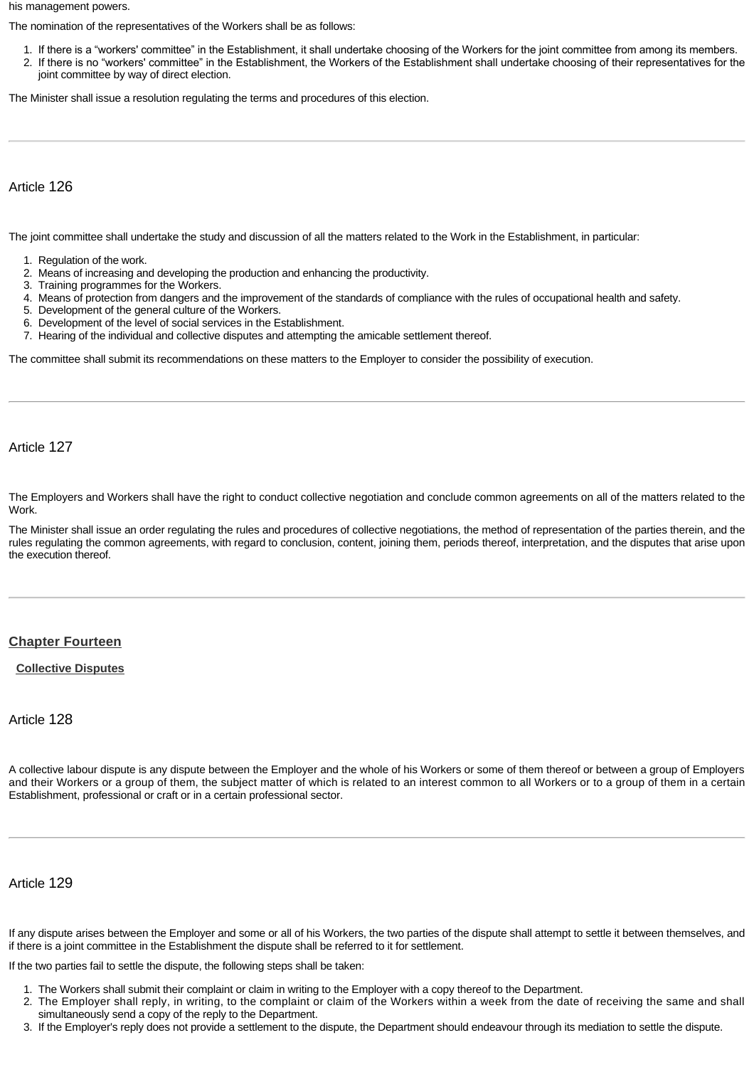his management powers.

The nomination of the representatives of the Workers shall be as follows:

1. If there is a "workers' committee" in the Establishment, it shall undertake choosing of the Workers for the joint committee from among its members.
2. If there is no "workers' committee" in the Establishment, the Workers of the Establishment shall undertake choosing of their representatives for the joint committee by way of direct election.

The Minister shall issue a resolution regulating the terms and procedures of this election.

---

## Article 126

The joint committee shall undertake the study and discussion of all the matters related to the Work in the Establishment, in particular:

1. Regulation of the work.
2. Means of increasing and developing the production and enhancing the productivity.
3. Training programmes for the Workers.
4. Means of protection from dangers and the improvement of the standards of compliance with the rules of occupational health and safety.
5. Development of the general culture of the Workers.
6. Development of the level of social services in the Establishment.
7. Hearing of the individual and collective disputes and attempting the amicable settlement thereof.

The committee shall submit its recommendations on these matters to the Employer to consider the possibility of execution.

---

## Article 127

The Employers and Workers shall have the right to conduct collective negotiation and conclude common agreements on all of the matters related to the Work.

The Minister shall issue an order regulating the rules and procedures of collective negotiations, the method of representation of the parties therein, and the rules regulating the common agreements, with regard to conclusion, content, joining them, periods thereof, interpretation, and the disputes that arise upon the execution thereof.

---

# Chapter Fourteen

## Collective Disputes

## Article 128

A collective labour dispute is any dispute between the Employer and the whole of his Workers or some of them thereof or between a group of Employers and their Workers or a group of them, the subject matter of which is related to an interest common to all Workers or to a group of them in a certain Establishment, professional or craft or in a certain professional sector.

---

## Article 129

If any dispute arises between the Employer and some or all of his Workers, the two parties of the dispute shall attempt to settle it between themselves, and if there is a joint committee in the Establishment the dispute shall be referred to it for settlement.

If the two parties fail to settle the dispute, the following steps shall be taken:

1. The Workers shall submit their complaint or claim in writing to the Employer with a copy thereof to the Department.
2. The Employer shall reply, in writing, to the complaint or claim of the Workers within a week from the date of receiving the same and shall simultaneously send a copy of the reply to the Department.
3. If the Employer's reply does not provide a settlement to the dispute, the Department should endeavour through its mediation to settle the dispute.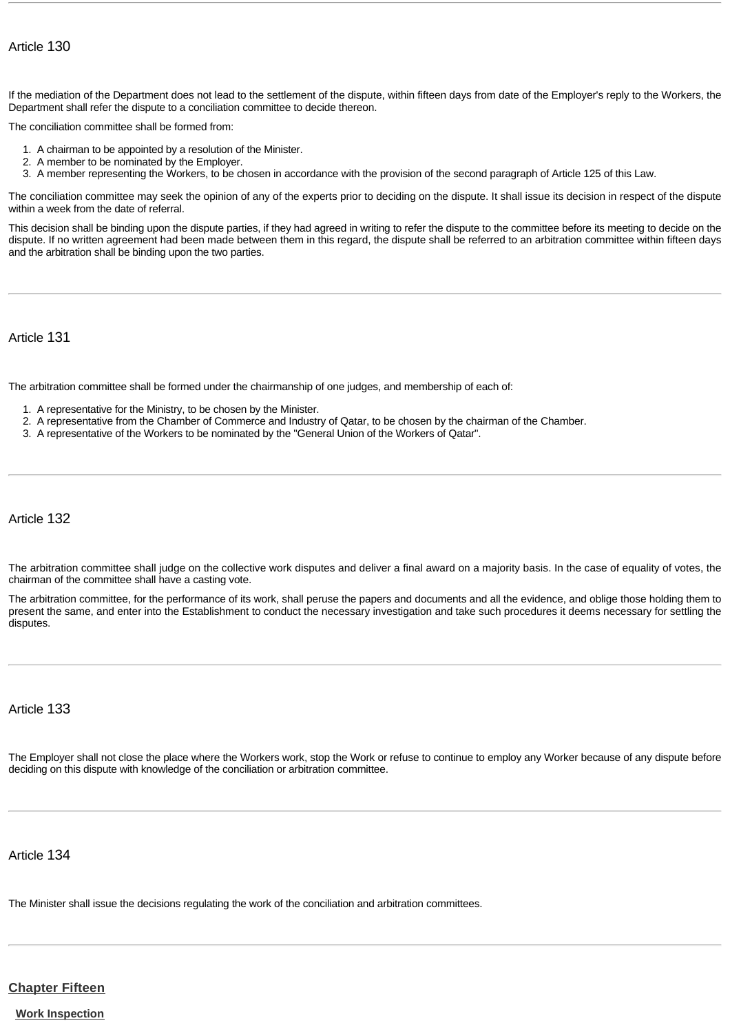### Article 130

If the mediation of the Department does not lead to the settlement of the dispute, within fifteen days from date of the Employer's reply to the Workers, the Department shall refer the dispute to a conciliation committee to decide thereon.

The conciliation committee shall be formed from:

1. A chairman to be appointed by a resolution of the Minister.
2. A member to be nominated by the Employer.
3. A member representing the Workers, to be chosen in accordance with the provision of the second paragraph of Article 125 of this Law.

The conciliation committee may seek the opinion of any of the experts prior to deciding on the dispute. It shall issue its decision in respect of the dispute within a week from the date of referral.

This decision shall be binding upon the dispute parties, if they had agreed in writing to refer the dispute to the committee before its meeting to decide on the dispute. If no written agreement had been made between them in this regard, the dispute shall be referred to an arbitration committee within fifteen days and the arbitration shall be binding upon the two parties.

---

### Article 131

The arbitration committee shall be formed under the chairmanship of one judges, and membership of each of:

1. A representative for the Ministry, to be chosen by the Minister.
2. A representative from the Chamber of Commerce and Industry of Qatar, to be chosen by the chairman of the Chamber.
3. A representative of the Workers to be nominated by the "General Union of the Workers of Qatar".

---

### Article 132

The arbitration committee shall judge on the collective work disputes and deliver a final award on a majority basis. In the case of equality of votes, the chairman of the committee shall have a casting vote.

The arbitration committee, for the performance of its work, shall peruse the papers and documents and all the evidence, and oblige those holding them to present the same, and enter into the Establishment to conduct the necessary investigation and take such procedures it deems necessary for settling the disputes.

---

### Article 133

The Employer shall not close the place where the Workers work, stop the Work or refuse to continue to employ any Worker because of any dispute before deciding on this dispute with knowledge of the conciliation or arbitration committee.

---

### Article 134

The Minister shall issue the decisions regulating the work of the conciliation and arbitration committees.

---

## Chapter Fifteen

### Work Inspection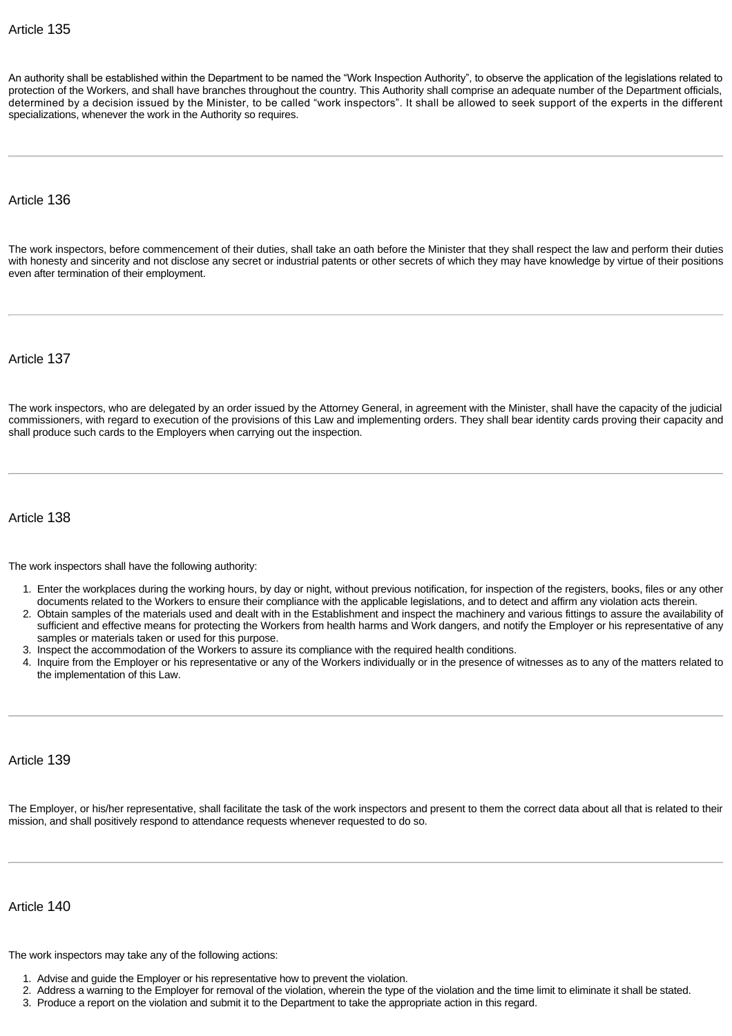## Article 135

An authority shall be established within the Department to be named the “Work Inspection Authority”, to observe the application of the legislations related to protection of the Workers, and shall have branches throughout the country. This Authority shall comprise an adequate number of the Department officials, determined by a decision issued by the Minister, to be called “work inspectors”. It shall be allowed to seek support of the experts in the different specializations, whenever the work in the Authority so requires.

---

## Article 136

The work inspectors, before commencement of their duties, shall take an oath before the Minister that they shall respect the law and perform their duties with honesty and sincerity and not disclose any secret or industrial patents or other secrets of which they may have knowledge by virtue of their positions even after termination of their employment.

---

## Article 137

The work inspectors, who are delegated by an order issued by the Attorney General, in agreement with the Minister, shall have the capacity of the judicial commissioners, with regard to execution of the provisions of this Law and implementing orders. They shall bear identity cards proving their capacity and shall produce such cards to the Employers when carrying out the inspection.

---

## Article 138

The work inspectors shall have the following authority:

1. Enter the workplaces during the working hours, by day or night, without previous notification, for inspection of the registers, books, files or any other documents related to the Workers to ensure their compliance with the applicable legislations, and to detect and affirm any violation acts therein.
2. Obtain samples of the materials used and dealt with in the Establishment and inspect the machinery and various fittings to assure the availability of sufficient and effective means for protecting the Workers from health harms and Work dangers, and notify the Employer or his representative of any samples or materials taken or used for this purpose.
3. Inspect the accommodation of the Workers to assure its compliance with the required health conditions.
4. Inquire from the Employer or his representative or any of the Workers individually or in the presence of witnesses as to any of the matters related to the implementation of this Law.

---

## Article 139

The Employer, or his/her representative, shall facilitate the task of the work inspectors and present to them the correct data about all that is related to their mission, and shall positively respond to attendance requests whenever requested to do so.

---

## Article 140

The work inspectors may take any of the following actions:

1. Advise and guide the Employer or his representative how to prevent the violation.
2. Address a warning to the Employer for removal of the violation, wherein the type of the violation and the time limit to eliminate it shall be stated.
3. Produce a report on the violation and submit it to the Department to take the appropriate action in this regard.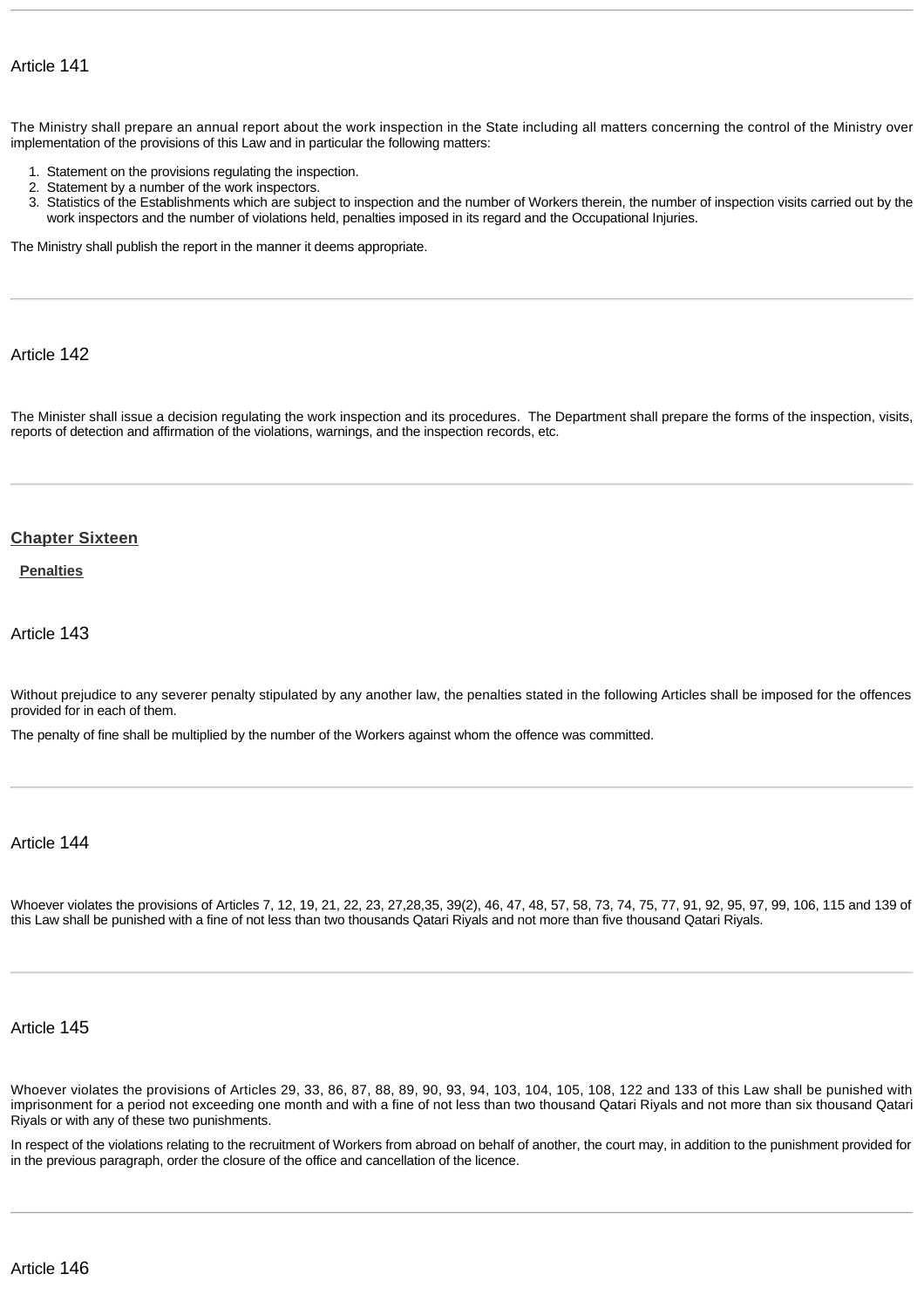## Article 141

The Ministry shall prepare an annual report about the work inspection in the State including all matters concerning the control of the Ministry over implementation of the provisions of this Law and in particular the following matters:

1. Statement on the provisions regulating the inspection.
2. Statement by a number of the work inspectors.
3. Statistics of the Establishments which are subject to inspection and the number of Workers therein, the number of inspection visits carried out by the work inspectors and the number of violations held, penalties imposed in its regard and the Occupational Injuries.

The Ministry shall publish the report in the manner it deems appropriate.

---

## Article 142

The Minister shall issue a decision regulating the work inspection and its procedures. The Department shall prepare the forms of the inspection, visits, reports of detection and affirmation of the violations, warnings, and the inspection records, etc.

---

# Chapter Sixteen

## Penalties

## Article 143

Without prejudice to any severer penalty stipulated by any another law, the penalties stated in the following Articles shall be imposed for the offences provided for in each of them.

The penalty of fine shall be multiplied by the number of the Workers against whom the offence was committed.

---

## Article 144

Whoever violates the provisions of Articles 7, 12, 19, 21, 22, 23, 27,28,35, 39(2), 46, 47, 48, 57, 58, 73, 74, 75, 77, 91, 92, 95, 97, 99, 106, 115 and 139 of this Law shall be punished with a fine of not less than two thousands Qatari Riyals and not more than five thousand Qatari Riyals.

---

## Article 145

Whoever violates the provisions of Articles 29, 33, 86, 87, 88, 89, 90, 93, 94, 103, 104, 105, 108, 122 and 133 of this Law shall be punished with imprisonment for a period not exceeding one month and with a fine of not less than two thousand Qatari Riyals and not more than six thousand Qatari Riyals or with any of these two punishments.

In respect of the violations relating to the recruitment of Workers from abroad on behalf of another, the court may, in addition to the punishment provided for in the previous paragraph, order the closure of the office and cancellation of the licence.

---

## Article 146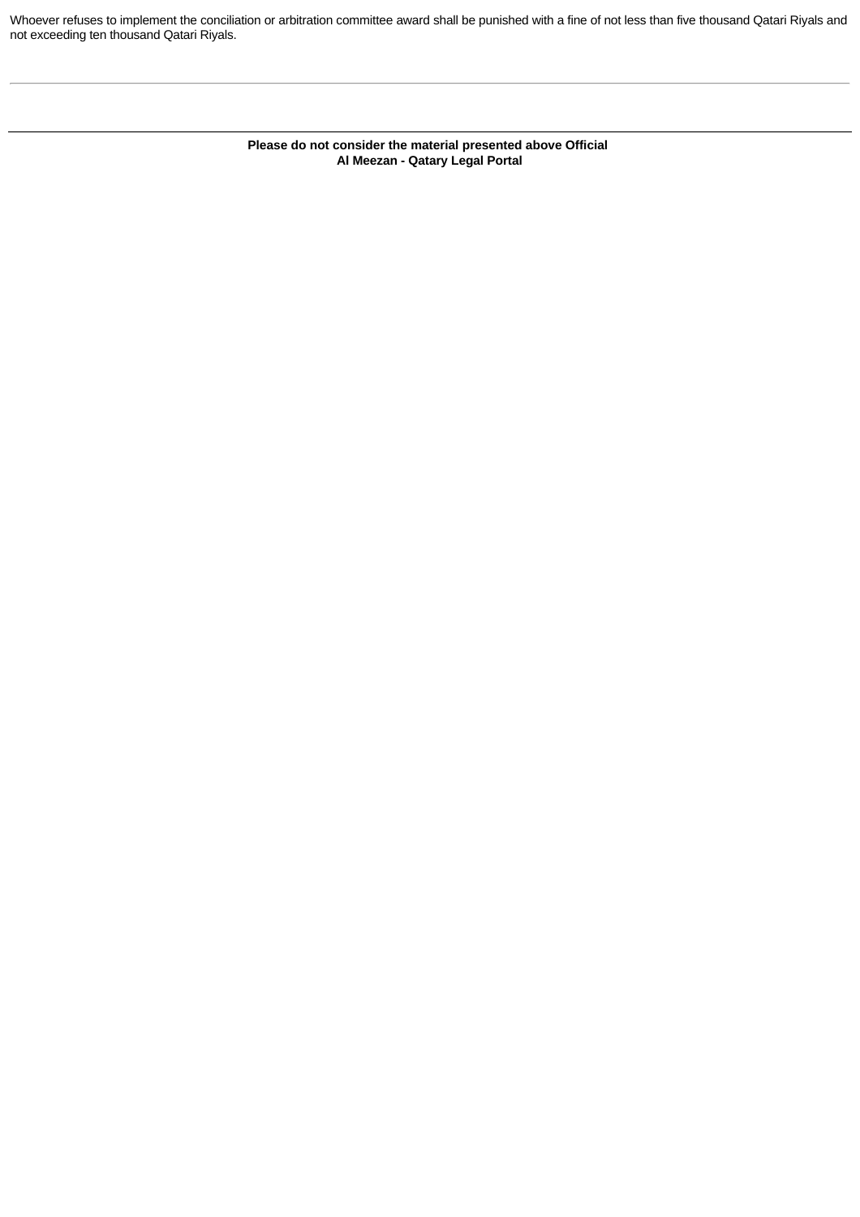Whoever refuses to implement the conciliation or arbitration committee award shall be punished with a fine of not less than five thousand Qatari Riyals and not exceeding ten thousand Qatari Riyals.

---

**Please do not consider the material presented above Official**
**Al Meezan - Qatary Legal Portal**